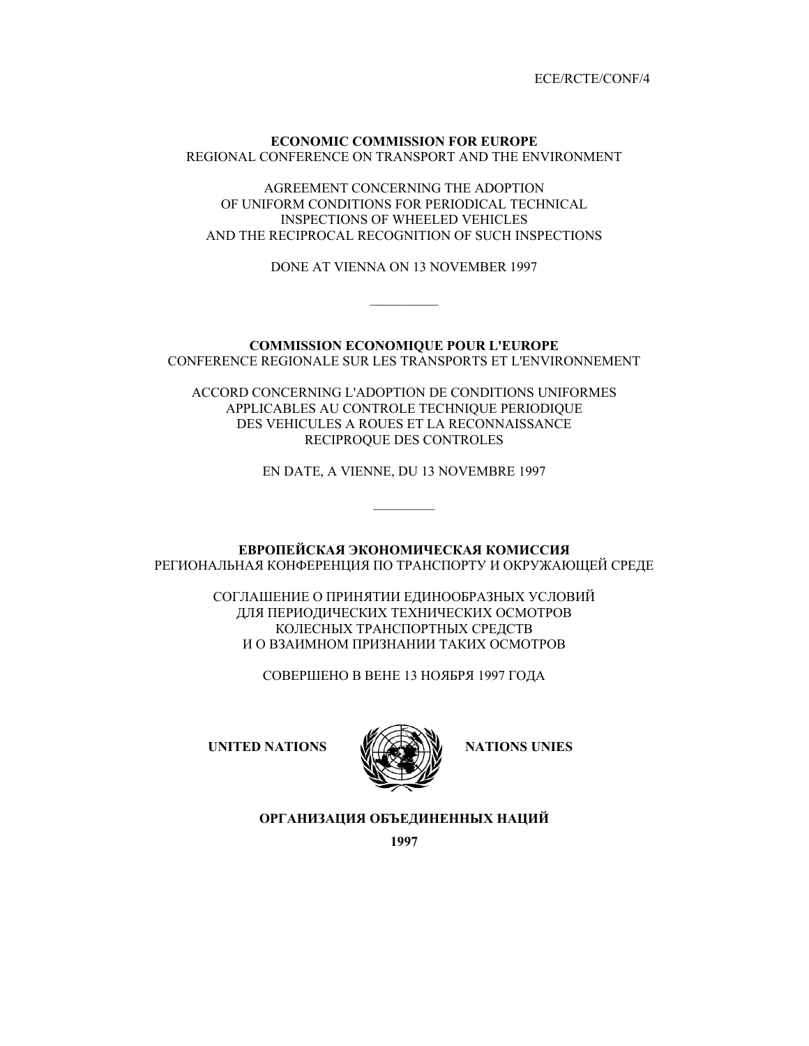ECE/RCTE/CONF/4

**ECONOMIC COMMISSION FOR EUROPE**
REGIONAL CONFERENCE ON TRANSPORT AND THE ENVIRONMENT

AGREEMENT CONCERNING THE ADOPTION
OF UNIFORM CONDITIONS FOR PERIODICAL TECHNICAL
INSPECTIONS OF WHEELED VEHICLES
AND THE RECIPROCAL RECOGNITION OF SUCH INSPECTIONS

DONE AT VIENNA ON 13 NOVEMBER 1997

---

**COMMISSION ECONOMIQUE POUR L'EUROPE**
CONFERENCE REGIONALE SUR LES TRANSPORTS ET L'ENVIRONNEMENT

ACCORD CONCERNING L'ADOPTION DE CONDITIONS UNIFORMES
APPLICABLES AU CONTROLE TECHNIQUE PERIODIQUE
DES VEHICULES A ROUES ET LA RECONNAISSANCE
RECIPROQUE DES CONTROLES

EN DATE, A VIENNE, DU 13 NOVEMBRE 1997

---

**ЕВРОПЕЙСКАЯ ЭКОНОМИЧЕСКАЯ КОМИССИЯ**
РЕГИОНАЛЬНАЯ КОНФЕРЕНЦИЯ ПО ТРАНСПОРТУ И ОКРУЖАЮЩЕЙ СРЕДЕ

СОГЛАШЕНИЕ О ПРИНЯТИИ ЕДИНООБРАЗНЫХ УСЛОВИЙ
ДЛЯ ПЕРИОДИЧЕСКИХ ТЕХНИЧЕСКИХ ОСМОТРОВ
КОЛЕСНЫХ ТРАНСПОРТНЫХ СРЕДСТВ
И О ВЗАИМНОМ ПРИЗНАНИИ ТАКИХ ОСМОТРОВ

СОВЕРШЕНО В ВЕНЕ 13 НОЯБРЯ 1997 ГОДА

**UNITED NATIONS** **NATIONS UNIES**

**ОРГАНИЗАЦИЯ ОБЪЕДИНЕННЫХ НАЦИЙ**

**1997**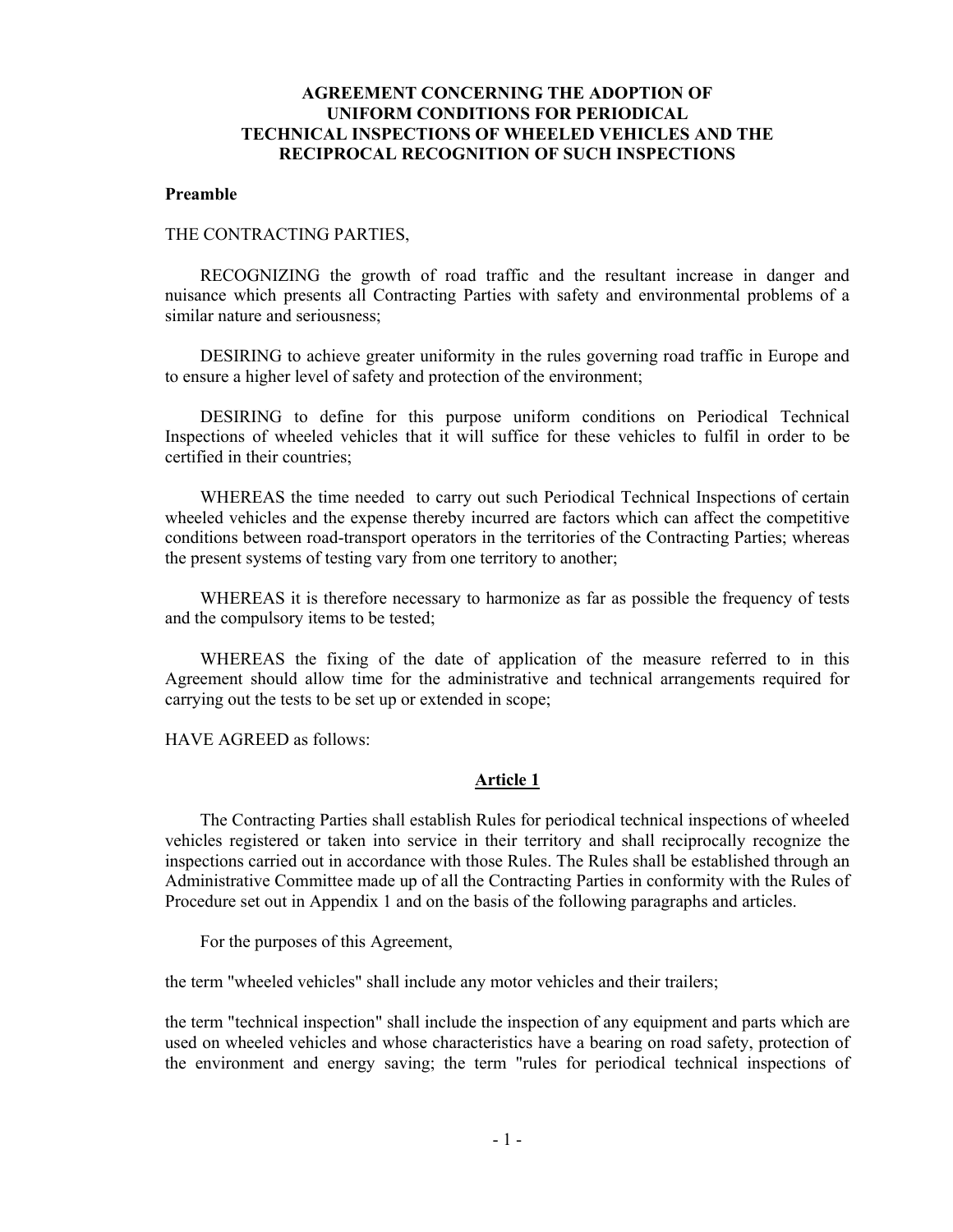# AGREEMENT CONCERNING THE ADOPTION OF UNIFORM CONDITIONS FOR PERIODICAL TECHNICAL INSPECTIONS OF WHEELED VEHICLES AND THE RECIPROCAL RECOGNITION OF SUCH INSPECTIONS

**Preamble**

THE CONTRACTING PARTIES,

RECOGNIZING the growth of road traffic and the resultant increase in danger and nuisance which presents all Contracting Parties with safety and environmental problems of a similar nature and seriousness;

DESIRING to achieve greater uniformity in the rules governing road traffic in Europe and to ensure a higher level of safety and protection of the environment;

DESIRING to define for this purpose uniform conditions on Periodical Technical Inspections of wheeled vehicles that it will suffice for these vehicles to fulfil in order to be certified in their countries;

WHEREAS the time needed to carry out such Periodical Technical Inspections of certain wheeled vehicles and the expense thereby incurred are factors which can affect the competitive conditions between road-transport operators in the territories of the Contracting Parties; whereas the present systems of testing vary from one territory to another;

WHEREAS it is therefore necessary to harmonize as far as possible the frequency of tests and the compulsory items to be tested;

WHEREAS the fixing of the date of application of the measure referred to in this Agreement should allow time for the administrative and technical arrangements required for carrying out the tests to be set up or extended in scope;

HAVE AGREED as follows:

## Article 1

The Contracting Parties shall establish Rules for periodical technical inspections of wheeled vehicles registered or taken into service in their territory and shall reciprocally recognize the inspections carried out in accordance with those Rules. The Rules shall be established through an Administrative Committee made up of all the Contracting Parties in conformity with the Rules of Procedure set out in Appendix 1 and on the basis of the following paragraphs and articles.

For the purposes of this Agreement,

the term "wheeled vehicles" shall include any motor vehicles and their trailers;

the term "technical inspection" shall include the inspection of any equipment and parts which are used on wheeled vehicles and whose characteristics have a bearing on road safety, protection of the environment and energy saving; the term "rules for periodical technical inspections of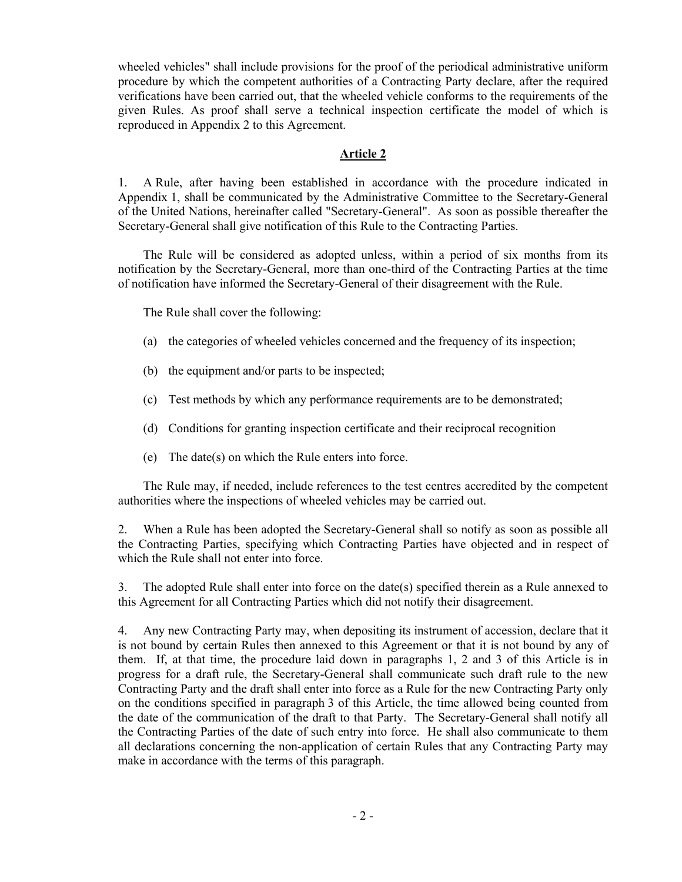wheeled vehicles" shall include provisions for the proof of the periodical administrative uniform procedure by which the competent authorities of a Contracting Party declare, after the required verifications have been carried out, that the wheeled vehicle conforms to the requirements of the given Rules. As proof shall serve a technical inspection certificate the model of which is reproduced in Appendix 2 to this Agreement.

## Article 2

1. A Rule, after having been established in accordance with the procedure indicated in Appendix 1, shall be communicated by the Administrative Committee to the Secretary-General of the United Nations, hereinafter called "Secretary-General". As soon as possible thereafter the Secretary-General shall give notification of this Rule to the Contracting Parties.

The Rule will be considered as adopted unless, within a period of six months from its notification by the Secretary-General, more than one-third of the Contracting Parties at the time of notification have informed the Secretary-General of their disagreement with the Rule.

The Rule shall cover the following:

(a) the categories of wheeled vehicles concerned and the frequency of its inspection;

(b) the equipment and/or parts to be inspected;

(c) Test methods by which any performance requirements are to be demonstrated;

(d) Conditions for granting inspection certificate and their reciprocal recognition

(e) The date(s) on which the Rule enters into force.

The Rule may, if needed, include references to the test centres accredited by the competent authorities where the inspections of wheeled vehicles may be carried out.

2. When a Rule has been adopted the Secretary-General shall so notify as soon as possible all the Contracting Parties, specifying which Contracting Parties have objected and in respect of which the Rule shall not enter into force.

3. The adopted Rule shall enter into force on the date(s) specified therein as a Rule annexed to this Agreement for all Contracting Parties which did not notify their disagreement.

4. Any new Contracting Party may, when depositing its instrument of accession, declare that it is not bound by certain Rules then annexed to this Agreement or that it is not bound by any of them. If, at that time, the procedure laid down in paragraphs 1, 2 and 3 of this Article is in progress for a draft rule, the Secretary-General shall communicate such draft rule to the new Contracting Party and the draft shall enter into force as a Rule for the new Contracting Party only on the conditions specified in paragraph 3 of this Article, the time allowed being counted from the date of the communication of the draft to that Party. The Secretary-General shall notify all the Contracting Parties of the date of such entry into force. He shall also communicate to them all declarations concerning the non-application of certain Rules that any Contracting Party may make in accordance with the terms of this paragraph.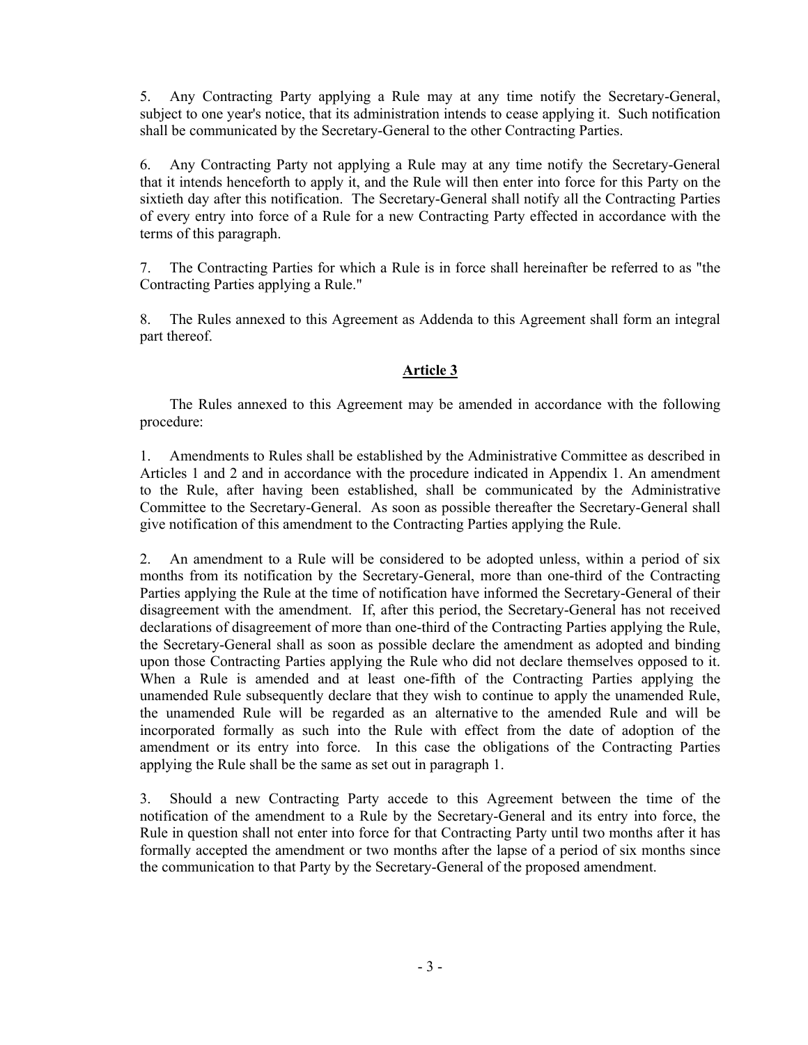5. Any Contracting Party applying a Rule may at any time notify the Secretary-General, subject to one year's notice, that its administration intends to cease applying it. Such notification shall be communicated by the Secretary-General to the other Contracting Parties.

6. Any Contracting Party not applying a Rule may at any time notify the Secretary-General that it intends henceforth to apply it, and the Rule will then enter into force for this Party on the sixtieth day after this notification. The Secretary-General shall notify all the Contracting Parties of every entry into force of a Rule for a new Contracting Party effected in accordance with the terms of this paragraph.

7. The Contracting Parties for which a Rule is in force shall hereinafter be referred to as "the Contracting Parties applying a Rule."

8. The Rules annexed to this Agreement as Addenda to this Agreement shall form an integral part thereof.

## Article 3

The Rules annexed to this Agreement may be amended in accordance with the following procedure:

1. Amendments to Rules shall be established by the Administrative Committee as described in Articles 1 and 2 and in accordance with the procedure indicated in Appendix 1. An amendment to the Rule, after having been established, shall be communicated by the Administrative Committee to the Secretary-General. As soon as possible thereafter the Secretary-General shall give notification of this amendment to the Contracting Parties applying the Rule.

2. An amendment to a Rule will be considered to be adopted unless, within a period of six months from its notification by the Secretary-General, more than one-third of the Contracting Parties applying the Rule at the time of notification have informed the Secretary-General of their disagreement with the amendment. If, after this period, the Secretary-General has not received declarations of disagreement of more than one-third of the Contracting Parties applying the Rule, the Secretary-General shall as soon as possible declare the amendment as adopted and binding upon those Contracting Parties applying the Rule who did not declare themselves opposed to it. When a Rule is amended and at least one-fifth of the Contracting Parties applying the unamended Rule subsequently declare that they wish to continue to apply the unamended Rule, the unamended Rule will be regarded as an alternative to the amended Rule and will be incorporated formally as such into the Rule with effect from the date of adoption of the amendment or its entry into force. In this case the obligations of the Contracting Parties applying the Rule shall be the same as set out in paragraph 1.

3. Should a new Contracting Party accede to this Agreement between the time of the notification of the amendment to a Rule by the Secretary-General and its entry into force, the Rule in question shall not enter into force for that Contracting Party until two months after it has formally accepted the amendment or two months after the lapse of a period of six months since the communication to that Party by the Secretary-General of the proposed amendment.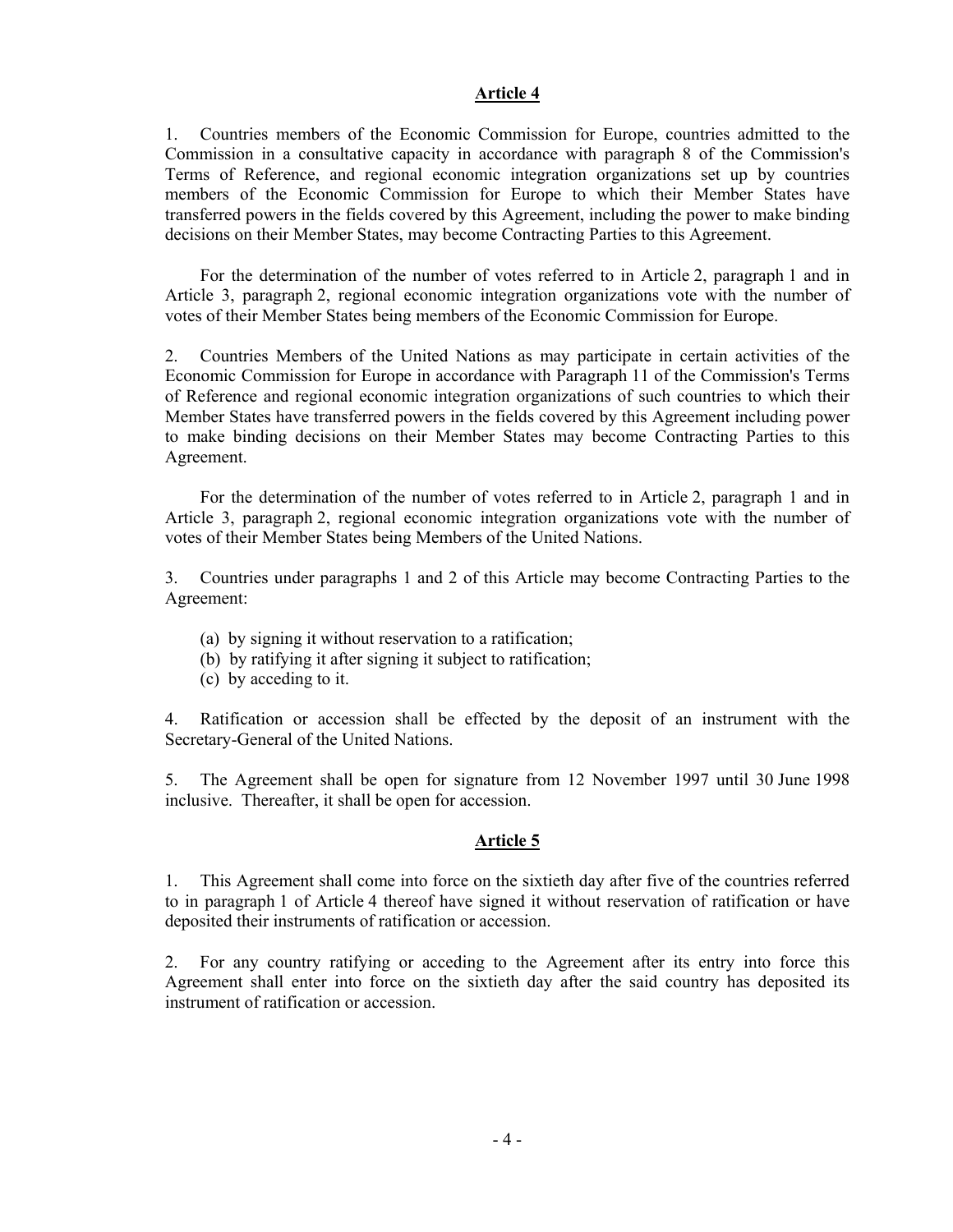## Article 4

1. Countries members of the Economic Commission for Europe, countries admitted to the Commission in a consultative capacity in accordance with paragraph 8 of the Commission's Terms of Reference, and regional economic integration organizations set up by countries members of the Economic Commission for Europe to which their Member States have transferred powers in the fields covered by this Agreement, including the power to make binding decisions on their Member States, may become Contracting Parties to this Agreement.

For the determination of the number of votes referred to in Article 2, paragraph 1 and in Article 3, paragraph 2, regional economic integration organizations vote with the number of votes of their Member States being members of the Economic Commission for Europe.

2. Countries Members of the United Nations as may participate in certain activities of the Economic Commission for Europe in accordance with Paragraph 11 of the Commission's Terms of Reference and regional economic integration organizations of such countries to which their Member States have transferred powers in the fields covered by this Agreement including power to make binding decisions on their Member States may become Contracting Parties to this Agreement.

For the determination of the number of votes referred to in Article 2, paragraph 1 and in Article 3, paragraph 2, regional economic integration organizations vote with the number of votes of their Member States being Members of the United Nations.

3. Countries under paragraphs 1 and 2 of this Article may become Contracting Parties to the Agreement:

(a) by signing it without reservation to a ratification;
(b) by ratifying it after signing it subject to ratification;
(c) by acceding to it.

4. Ratification or accession shall be effected by the deposit of an instrument with the Secretary-General of the United Nations.

5. The Agreement shall be open for signature from 12 November 1997 until 30 June 1998 inclusive. Thereafter, it shall be open for accession.

## Article 5

1. This Agreement shall come into force on the sixtieth day after five of the countries referred to in paragraph 1 of Article 4 thereof have signed it without reservation of ratification or have deposited their instruments of ratification or accession.

2. For any country ratifying or acceding to the Agreement after its entry into force this Agreement shall enter into force on the sixtieth day after the said country has deposited its instrument of ratification or accession.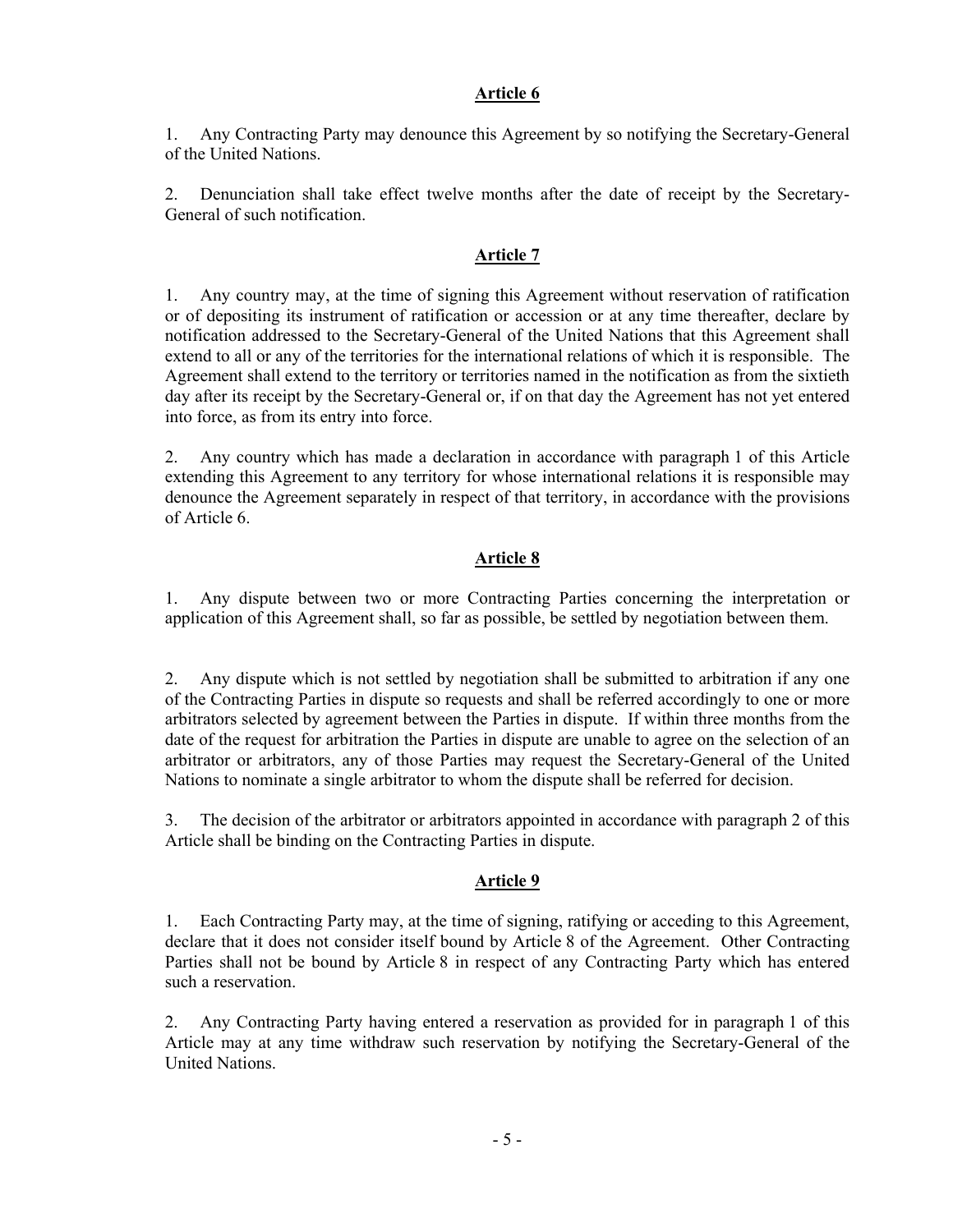## Article 6

1. Any Contracting Party may denounce this Agreement by so notifying the Secretary-General of the United Nations.

2. Denunciation shall take effect twelve months after the date of receipt by the Secretary-General of such notification.

## Article 7

1. Any country may, at the time of signing this Agreement without reservation of ratification or of depositing its instrument of ratification or accession or at any time thereafter, declare by notification addressed to the Secretary-General of the United Nations that this Agreement shall extend to all or any of the territories for the international relations of which it is responsible. The Agreement shall extend to the territory or territories named in the notification as from the sixtieth day after its receipt by the Secretary-General or, if on that day the Agreement has not yet entered into force, as from its entry into force.

2. Any country which has made a declaration in accordance with paragraph 1 of this Article extending this Agreement to any territory for whose international relations it is responsible may denounce the Agreement separately in respect of that territory, in accordance with the provisions of Article 6.

## Article 8

1. Any dispute between two or more Contracting Parties concerning the interpretation or application of this Agreement shall, so far as possible, be settled by negotiation between them.

2. Any dispute which is not settled by negotiation shall be submitted to arbitration if any one of the Contracting Parties in dispute so requests and shall be referred accordingly to one or more arbitrators selected by agreement between the Parties in dispute. If within three months from the date of the request for arbitration the Parties in dispute are unable to agree on the selection of an arbitrator or arbitrators, any of those Parties may request the Secretary-General of the United Nations to nominate a single arbitrator to whom the dispute shall be referred for decision.

3. The decision of the arbitrator or arbitrators appointed in accordance with paragraph 2 of this Article shall be binding on the Contracting Parties in dispute.

## Article 9

1. Each Contracting Party may, at the time of signing, ratifying or acceding to this Agreement, declare that it does not consider itself bound by Article 8 of the Agreement. Other Contracting Parties shall not be bound by Article 8 in respect of any Contracting Party which has entered such a reservation.

2. Any Contracting Party having entered a reservation as provided for in paragraph 1 of this Article may at any time withdraw such reservation by notifying the Secretary-General of the United Nations.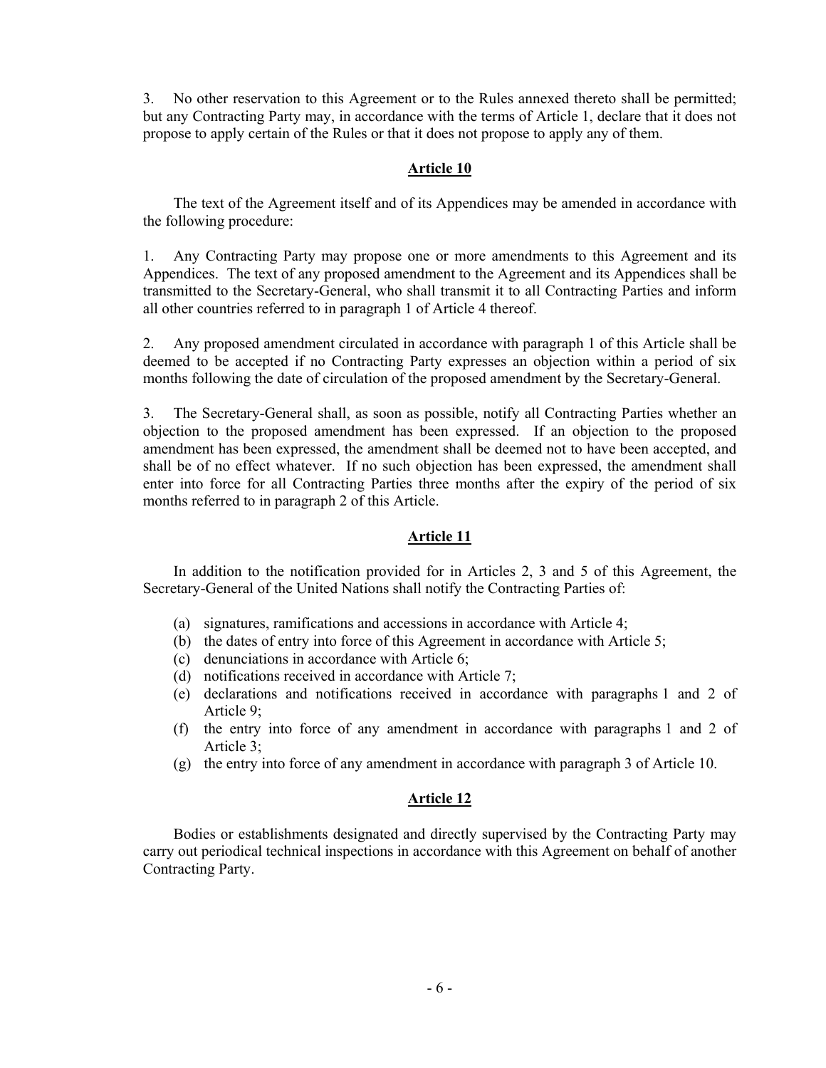3. No other reservation to this Agreement or to the Rules annexed thereto shall be permitted; but any Contracting Party may, in accordance with the terms of Article 1, declare that it does not propose to apply certain of the Rules or that it does not propose to apply any of them.

## Article 10

The text of the Agreement itself and of its Appendices may be amended in accordance with the following procedure:

1. Any Contracting Party may propose one or more amendments to this Agreement and its Appendices. The text of any proposed amendment to the Agreement and its Appendices shall be transmitted to the Secretary-General, who shall transmit it to all Contracting Parties and inform all other countries referred to in paragraph 1 of Article 4 thereof.

2. Any proposed amendment circulated in accordance with paragraph 1 of this Article shall be deemed to be accepted if no Contracting Party expresses an objection within a period of six months following the date of circulation of the proposed amendment by the Secretary-General.

3. The Secretary-General shall, as soon as possible, notify all Contracting Parties whether an objection to the proposed amendment has been expressed. If an objection to the proposed amendment has been expressed, the amendment shall be deemed not to have been accepted, and shall be of no effect whatever. If no such objection has been expressed, the amendment shall enter into force for all Contracting Parties three months after the expiry of the period of six months referred to in paragraph 2 of this Article.

## Article 11

In addition to the notification provided for in Articles 2, 3 and 5 of this Agreement, the Secretary-General of the United Nations shall notify the Contracting Parties of:

(a) signatures, ramifications and accessions in accordance with Article 4;
(b) the dates of entry into force of this Agreement in accordance with Article 5;
(c) denunciations in accordance with Article 6;
(d) notifications received in accordance with Article 7;
(e) declarations and notifications received in accordance with paragraphs 1 and 2 of Article 9;
(f) the entry into force of any amendment in accordance with paragraphs 1 and 2 of Article 3;
(g) the entry into force of any amendment in accordance with paragraph 3 of Article 10.

## Article 12

Bodies or establishments designated and directly supervised by the Contracting Party may carry out periodical technical inspections in accordance with this Agreement on behalf of another Contracting Party.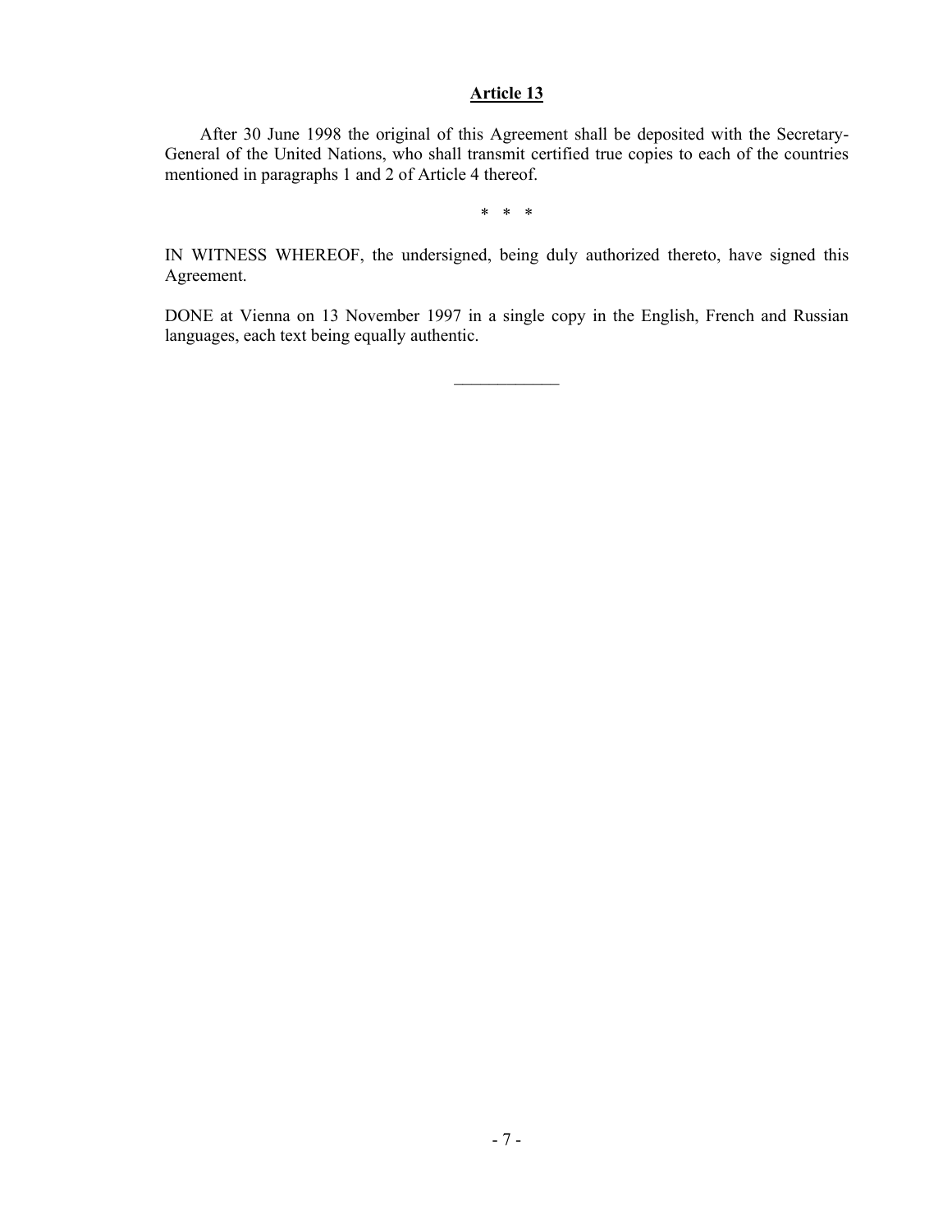## Article 13

After 30 June 1998 the original of this Agreement shall be deposited with the Secretary-General of the United Nations, who shall transmit certified true copies to each of the countries mentioned in paragraphs 1 and 2 of Article 4 thereof.

\* \* \*

IN WITNESS WHEREOF, the undersigned, being duly authorized thereto, have signed this Agreement.

DONE at Vienna on 13 November 1997 in a single copy in the English, French and Russian languages, each text being equally authentic.

____________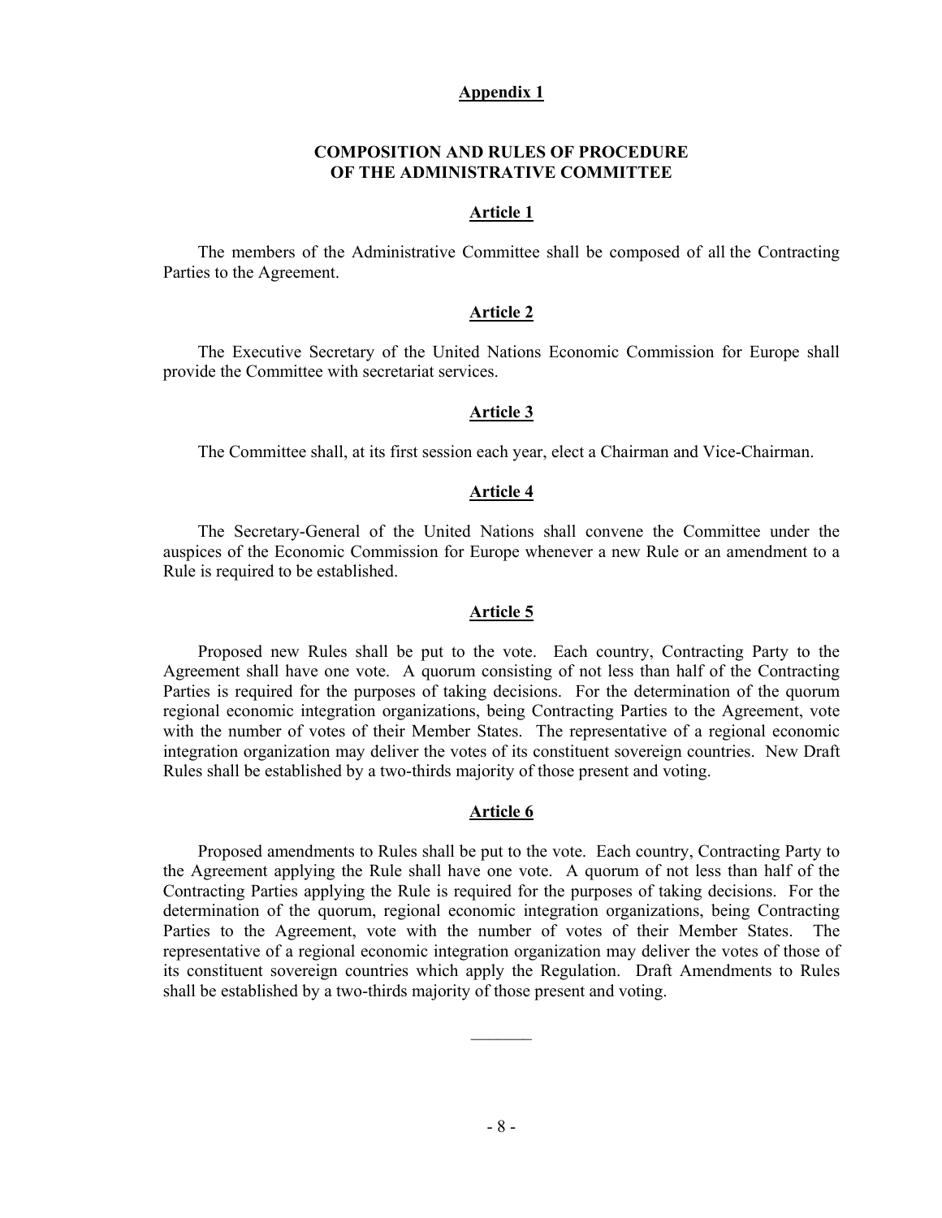## Appendix 1

### COMPOSITION AND RULES OF PROCEDURE OF THE ADMINISTRATIVE COMMITTEE

#### Article 1

The members of the Administrative Committee shall be composed of all the Contracting Parties to the Agreement.

#### Article 2

The Executive Secretary of the United Nations Economic Commission for Europe shall provide the Committee with secretariat services.

#### Article 3

The Committee shall, at its first session each year, elect a Chairman and Vice-Chairman.

#### Article 4

The Secretary-General of the United Nations shall convene the Committee under the auspices of the Economic Commission for Europe whenever a new Rule or an amendment to a Rule is required to be established.

#### Article 5

Proposed new Rules shall be put to the vote. Each country, Contracting Party to the Agreement shall have one vote. A quorum consisting of not less than half of the Contracting Parties is required for the purposes of taking decisions. For the determination of the quorum regional economic integration organizations, being Contracting Parties to the Agreement, vote with the number of votes of their Member States. The representative of a regional economic integration organization may deliver the votes of its constituent sovereign countries. New Draft Rules shall be established by a two-thirds majority of those present and voting.

#### Article 6

Proposed amendments to Rules shall be put to the vote. Each country, Contracting Party to the Agreement applying the Rule shall have one vote. A quorum of not less than half of the Contracting Parties applying the Rule is required for the purposes of taking decisions. For the determination of the quorum, regional economic integration organizations, being Contracting Parties to the Agreement, vote with the number of votes of their Member States. The representative of a regional economic integration organization may deliver the votes of those of its constituent sovereign countries which apply the Regulation. Draft Amendments to Rules shall be established by a two-thirds majority of those present and voting.

_______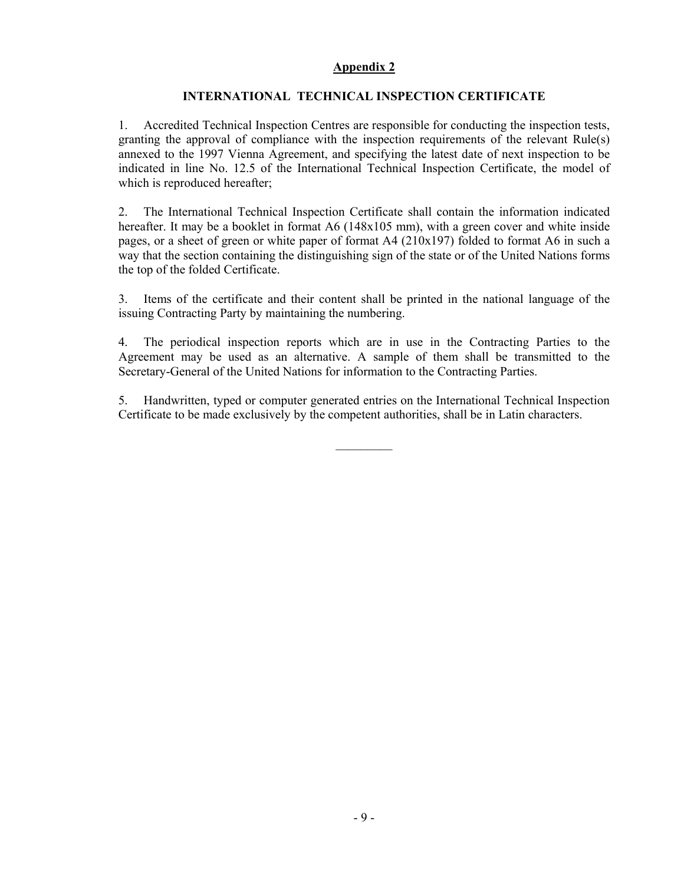## Appendix 2

### INTERNATIONAL TECHNICAL INSPECTION CERTIFICATE

1. Accredited Technical Inspection Centres are responsible for conducting the inspection tests, granting the approval of compliance with the inspection requirements of the relevant Rule(s) annexed to the 1997 Vienna Agreement, and specifying the latest date of next inspection to be indicated in line No. 12.5 of the International Technical Inspection Certificate, the model of which is reproduced hereafter;

2. The International Technical Inspection Certificate shall contain the information indicated hereafter. It may be a booklet in format A6 (148x105 mm), with a green cover and white inside pages, or a sheet of green or white paper of format A4 (210x197) folded to format A6 in such a way that the section containing the distinguishing sign of the state or of the United Nations forms the top of the folded Certificate.

3. Items of the certificate and their content shall be printed in the national language of the issuing Contracting Party by maintaining the numbering.

4. The periodical inspection reports which are in use in the Contracting Parties to the Agreement may be used as an alternative. A sample of them shall be transmitted to the Secretary-General of the United Nations for information to the Contracting Parties.

5. Handwritten, typed or computer generated entries on the International Technical Inspection Certificate to be made exclusively by the competent authorities, shall be in Latin characters.

_________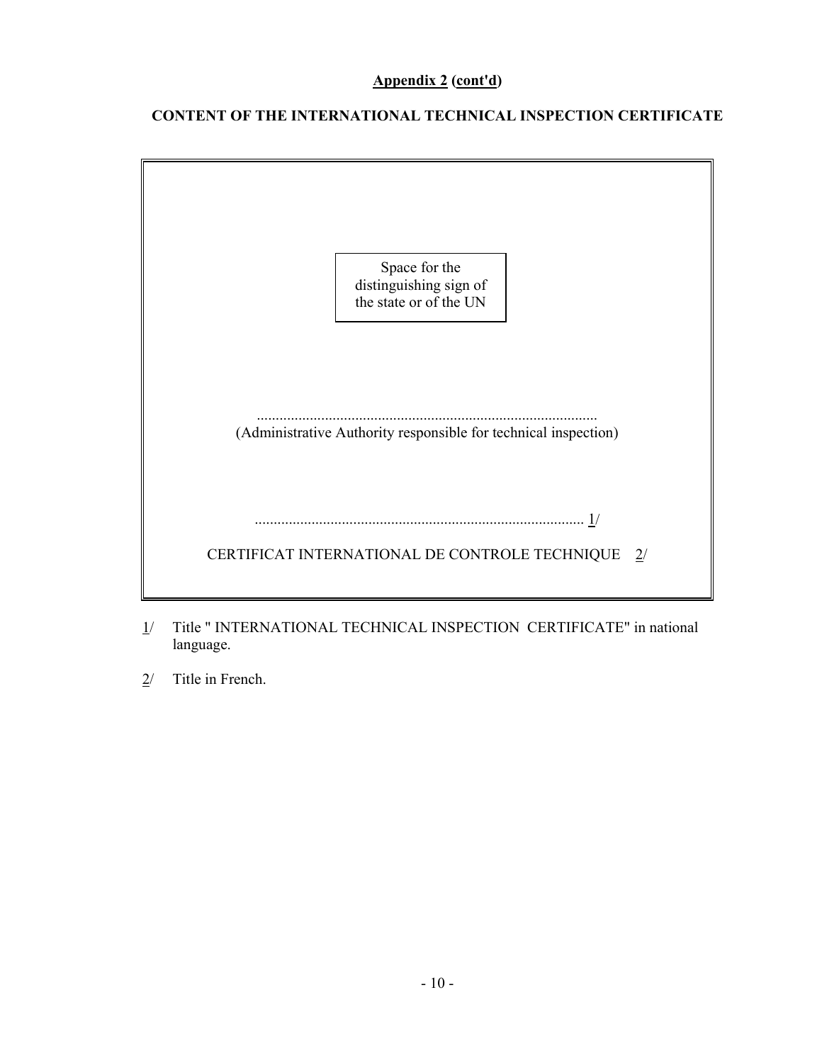**Appendix 2 (cont'd)**

**CONTENT OF THE INTERNATIONAL TECHNICAL INSPECTION CERTIFICATE**

Space for the distinguishing sign of the state or of the UN

.........................................................................................
(Administrative Authority responsible for technical inspection)

....................................................................................... 1/

CERTIFICAT INTERNATIONAL DE CONTROLE TECHNIQUE 2/

1/ Title " INTERNATIONAL TECHNICAL INSPECTION CERTIFICATE" in national language.

2/ Title in French.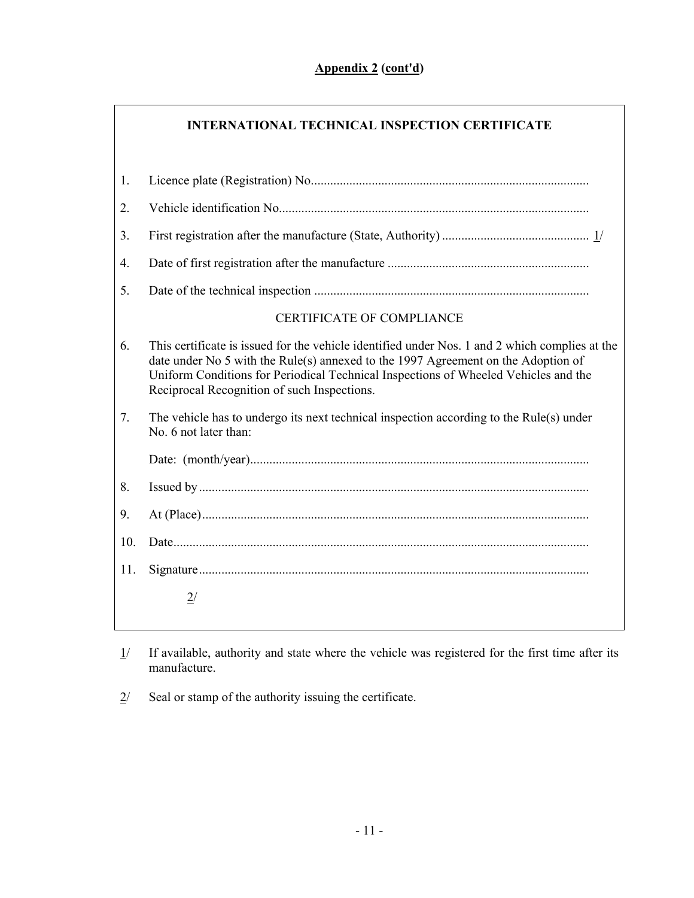**Appendix 2 (cont'd)**

## INTERNATIONAL TECHNICAL INSPECTION CERTIFICATE

1. Licence plate (Registration) No......................................................................................

2. Vehicle identification No................................................................................................

3. First registration after the manufacture (State, Authority) ............................................. 1/

4. Date of first registration after the manufacture ..............................................................

5. Date of the technical inspection .....................................................................................

CERTIFICATE OF COMPLIANCE

6. This certificate is issued for the vehicle identified under Nos. 1 and 2 which complies at the date under No 5 with the Rule(s) annexed to the 1997 Agreement on the Adoption of Uniform Conditions for Periodical Technical Inspections of Wheeled Vehicles and the Reciprocal Recognition of such Inspections.

7. The vehicle has to undergo its next technical inspection according to the Rule(s) under No. 6 not later than:

   Date: (month/year).........................................................................................................

8. Issued by.........................................................................................................................

9. At (Place)........................................................................................................................

10. Date.................................................................................................................................

11. Signature.........................................................................................................................

    2/

---

1/ If available, authority and state where the vehicle was registered for the first time after its manufacture.

2/ Seal or stamp of the authority issuing the certificate.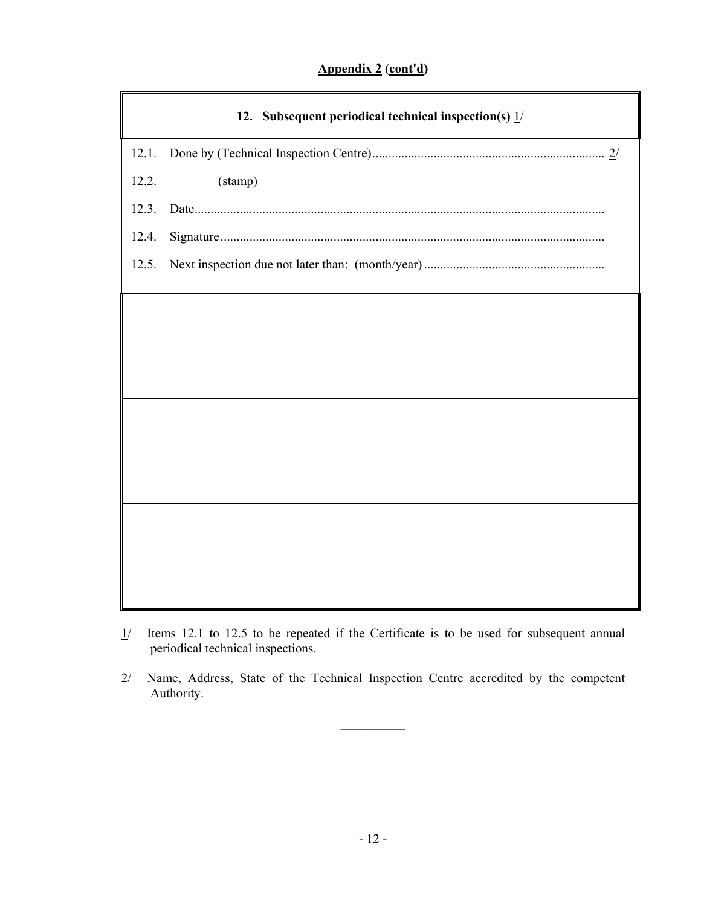**Appendix 2 (cont'd)**

**12. Subsequent periodical technical inspection(s) 1/**

12.1. Done by (Technical Inspection Centre)........................................................................ 2/

12.2. (stamp)

12.3. Date..............................................................................................................................

12.4. Signature......................................................................................................................

12.5. Next inspection due not later than: (month/year) ........................................................

1/ Items 12.1 to 12.5 to be repeated if the Certificate is to be used for subsequent annual periodical technical inspections.

2/ Name, Address, State of the Technical Inspection Centre accredited by the competent Authority.

__________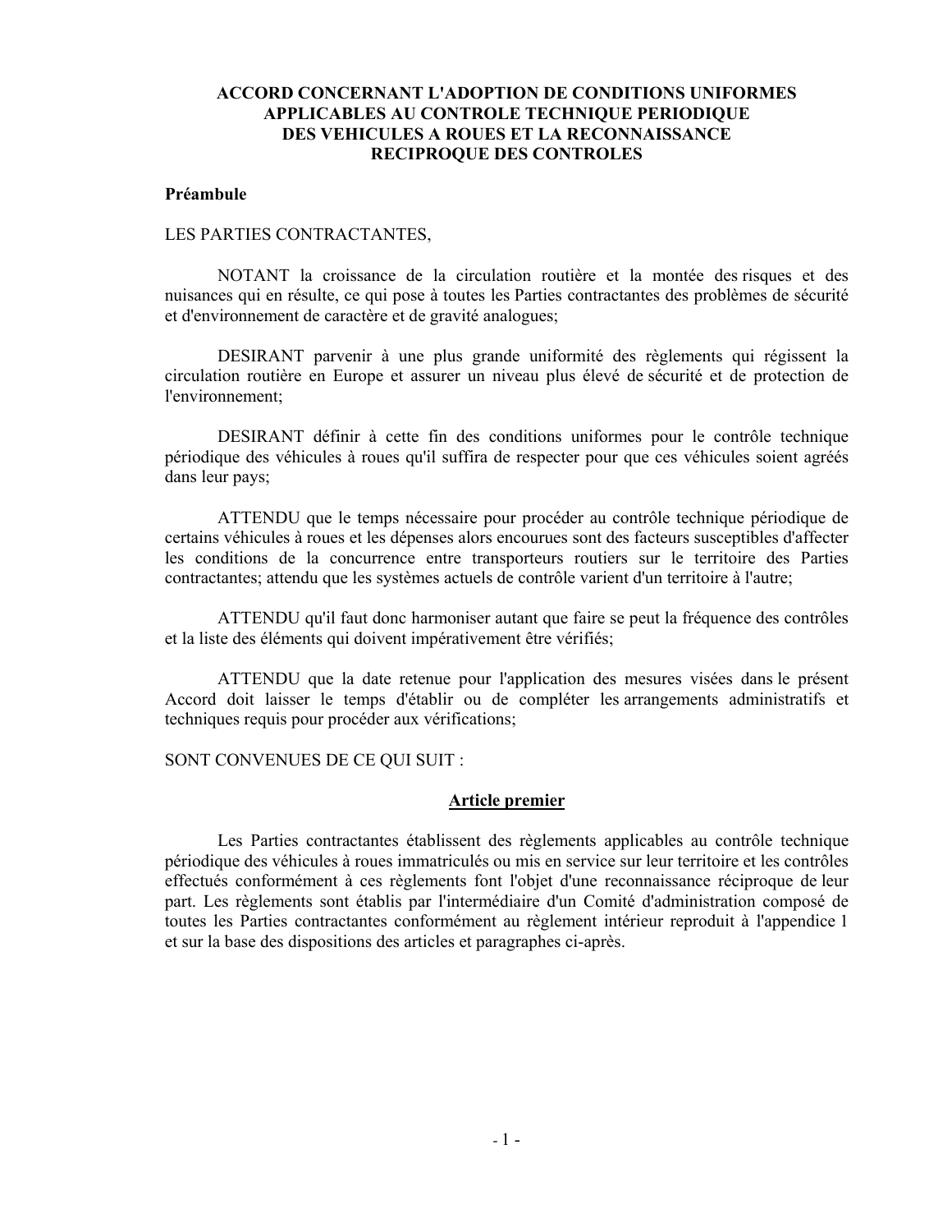# ACCORD CONCERNANT L'ADOPTION DE CONDITIONS UNIFORMES APPLICABLES AU CONTROLE TECHNIQUE PERIODIQUE DES VEHICULES A ROUES ET LA RECONNAISSANCE RECIPROQUE DES CONTROLES

**Préambule**

LES PARTIES CONTRACTANTES,

NOTANT la croissance de la circulation routière et la montée des risques et des nuisances qui en résulte, ce qui pose à toutes les Parties contractantes des problèmes de sécurité et d'environnement de caractère et de gravité analogues;

DESIRANT parvenir à une plus grande uniformité des règlements qui régissent la circulation routière en Europe et assurer un niveau plus élevé de sécurité et de protection de l'environnement;

DESIRANT définir à cette fin des conditions uniformes pour le contrôle technique périodique des véhicules à roues qu'il suffira de respecter pour que ces véhicules soient agréés dans leur pays;

ATTENDU que le temps nécessaire pour procéder au contrôle technique périodique de certains véhicules à roues et les dépenses alors encourues sont des facteurs susceptibles d'affecter les conditions de la concurrence entre transporteurs routiers sur le territoire des Parties contractantes; attendu que les systèmes actuels de contrôle varient d'un territoire à l'autre;

ATTENDU qu'il faut donc harmoniser autant que faire se peut la fréquence des contrôles et la liste des éléments qui doivent impérativement être vérifiés;

ATTENDU que la date retenue pour l'application des mesures visées dans le présent Accord doit laisser le temps d'établir ou de compléter les arrangements administratifs et techniques requis pour procéder aux vérifications;

SONT CONVENUES DE CE QUI SUIT :

## Article premier

Les Parties contractantes établissent des règlements applicables au contrôle technique périodique des véhicules à roues immatriculés ou mis en service sur leur territoire et les contrôles effectués conformément à ces règlements font l'objet d'une reconnaissance réciproque de leur part. Les règlements sont établis par l'intermédiaire d'un Comité d'administration composé de toutes les Parties contractantes conformément au règlement intérieur reproduit à l'appendice 1 et sur la base des dispositions des articles et paragraphes ci-après.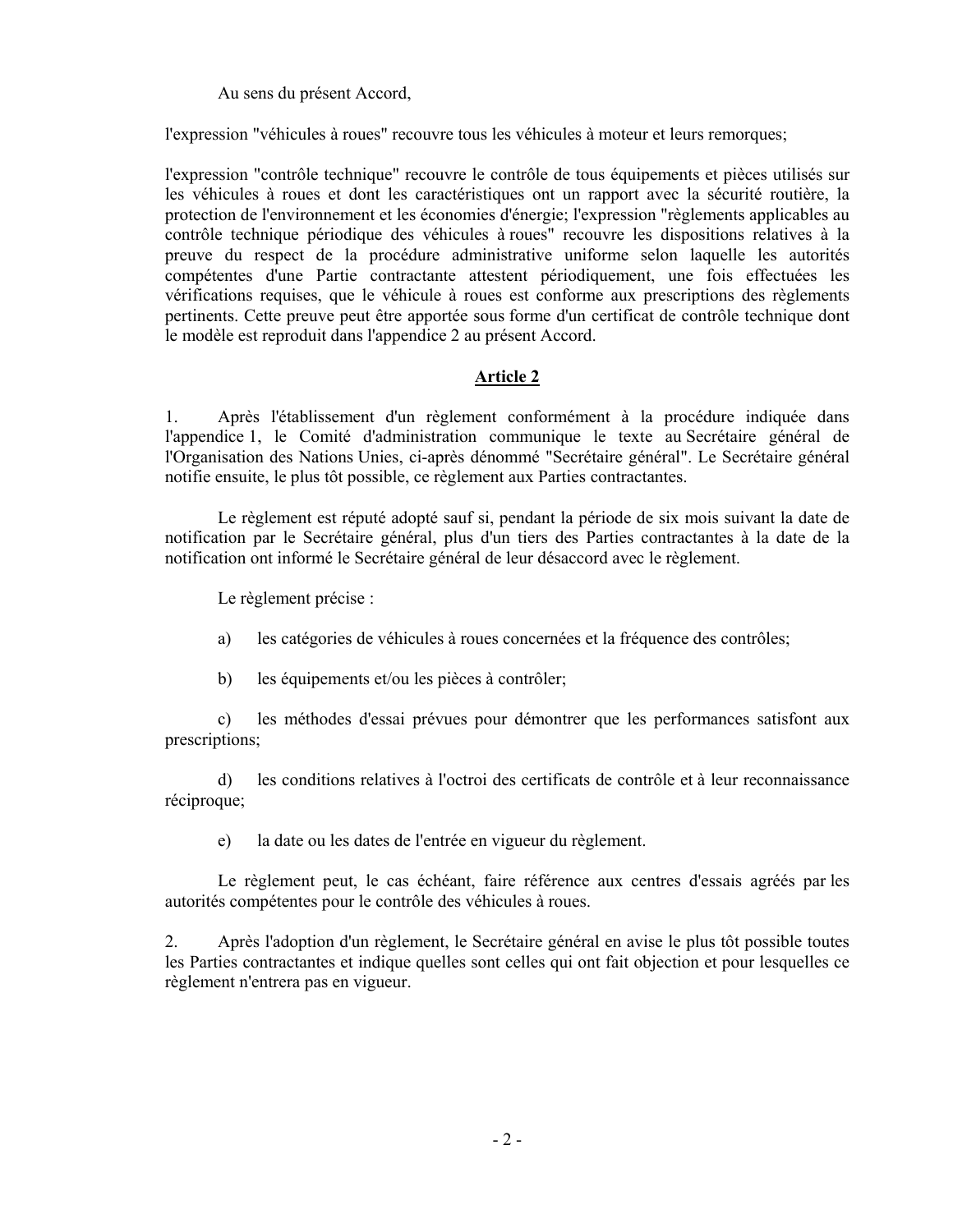Au sens du présent Accord,

l'expression "véhicules à roues" recouvre tous les véhicules à moteur et leurs remorques;

l'expression "contrôle technique" recouvre le contrôle de tous équipements et pièces utilisés sur les véhicules à roues et dont les caractéristiques ont un rapport avec la sécurité routière, la protection de l'environnement et les économies d'énergie; l'expression "règlements applicables au contrôle technique périodique des véhicules à roues" recouvre les dispositions relatives à la preuve du respect de la procédure administrative uniforme selon laquelle les autorités compétentes d'une Partie contractante attestent périodiquement, une fois effectuées les vérifications requises, que le véhicule à roues est conforme aux prescriptions des règlements pertinents. Cette preuve peut être apportée sous forme d'un certificat de contrôle technique dont le modèle est reproduit dans l'appendice 2 au présent Accord.

## Article 2

1. Après l'établissement d'un règlement conformément à la procédure indiquée dans l'appendice 1, le Comité d'administration communique le texte au Secrétaire général de l'Organisation des Nations Unies, ci-après dénommé "Secrétaire général". Le Secrétaire général notifie ensuite, le plus tôt possible, ce règlement aux Parties contractantes.

Le règlement est réputé adopté sauf si, pendant la période de six mois suivant la date de notification par le Secrétaire général, plus d'un tiers des Parties contractantes à la date de la notification ont informé le Secrétaire général de leur désaccord avec le règlement.

Le règlement précise :

a) les catégories de véhicules à roues concernées et la fréquence des contrôles;

b) les équipements et/ou les pièces à contrôler;

c) les méthodes d'essai prévues pour démontrer que les performances satisfont aux prescriptions;

d) les conditions relatives à l'octroi des certificats de contrôle et à leur reconnaissance réciproque;

e) la date ou les dates de l'entrée en vigueur du règlement.

Le règlement peut, le cas échéant, faire référence aux centres d'essais agréés par les autorités compétentes pour le contrôle des véhicules à roues.

2. Après l'adoption d'un règlement, le Secrétaire général en avise le plus tôt possible toutes les Parties contractantes et indique quelles sont celles qui ont fait objection et pour lesquelles ce règlement n'entrera pas en vigueur.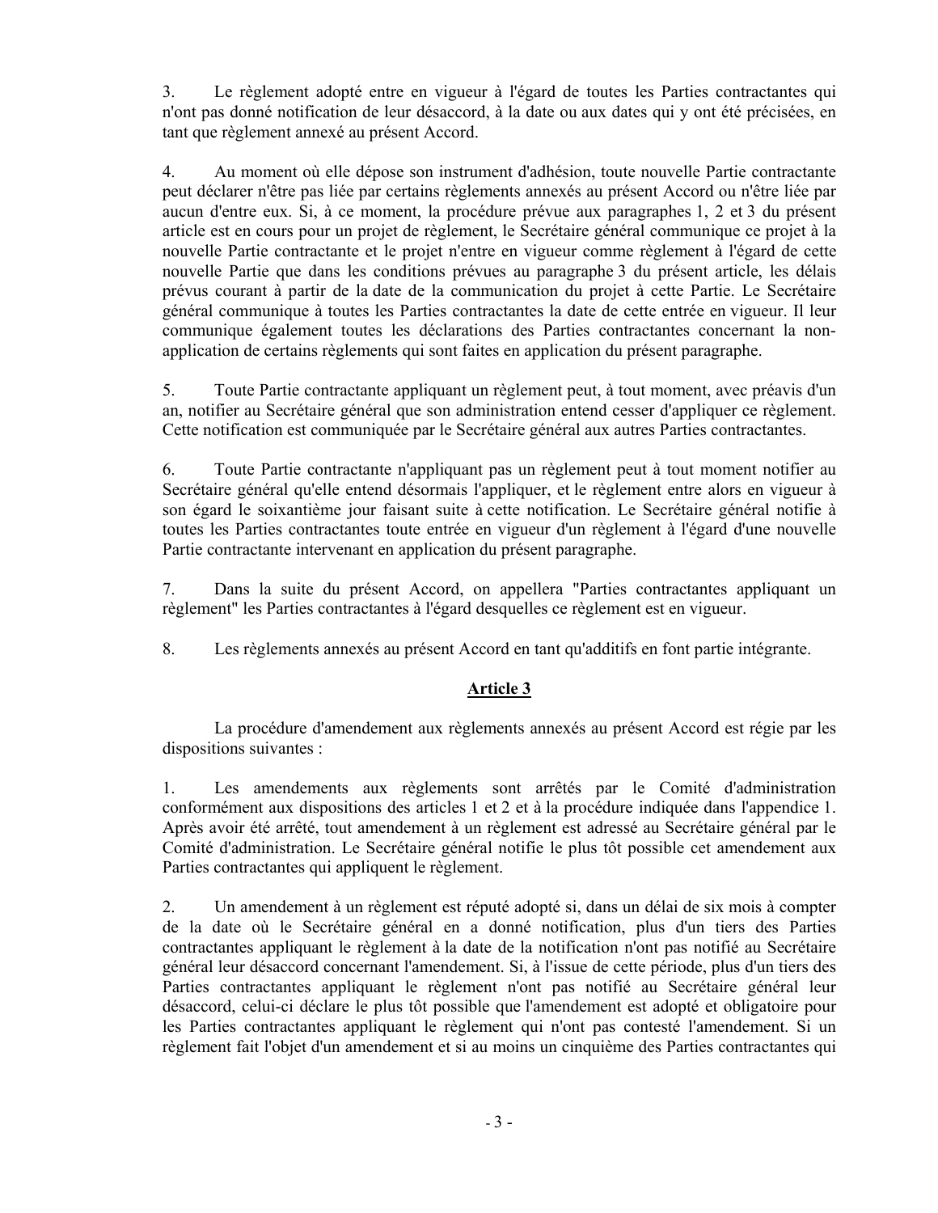3. Le règlement adopté entre en vigueur à l'égard de toutes les Parties contractantes qui n'ont pas donné notification de leur désaccord, à la date ou aux dates qui y ont été précisées, en tant que règlement annexé au présent Accord.

4. Au moment où elle dépose son instrument d'adhésion, toute nouvelle Partie contractante peut déclarer n'être pas liée par certains règlements annexés au présent Accord ou n'être liée par aucun d'entre eux. Si, à ce moment, la procédure prévue aux paragraphes 1, 2 et 3 du présent article est en cours pour un projet de règlement, le Secrétaire général communique ce projet à la nouvelle Partie contractante et le projet n'entre en vigueur comme règlement à l'égard de cette nouvelle Partie que dans les conditions prévues au paragraphe 3 du présent article, les délais prévus courant à partir de la date de la communication du projet à cette Partie. Le Secrétaire général communique à toutes les Parties contractantes la date de cette entrée en vigueur. Il leur communique également toutes les déclarations des Parties contractantes concernant la non-application de certains règlements qui sont faites en application du présent paragraphe.

5. Toute Partie contractante appliquant un règlement peut, à tout moment, avec préavis d'un an, notifier au Secrétaire général que son administration entend cesser d'appliquer ce règlement. Cette notification est communiquée par le Secrétaire général aux autres Parties contractantes.

6. Toute Partie contractante n'appliquant pas un règlement peut à tout moment notifier au Secrétaire général qu'elle entend désormais l'appliquer, et le règlement entre alors en vigueur à son égard le soixantième jour faisant suite à cette notification. Le Secrétaire général notifie à toutes les Parties contractantes toute entrée en vigueur d'un règlement à l'égard d'une nouvelle Partie contractante intervenant en application du présent paragraphe.

7. Dans la suite du présent Accord, on appellera "Parties contractantes appliquant un règlement" les Parties contractantes à l'égard desquelles ce règlement est en vigueur.

8. Les règlements annexés au présent Accord en tant qu'additifs en font partie intégrante.

## Article 3

La procédure d'amendement aux règlements annexés au présent Accord est régie par les dispositions suivantes :

1. Les amendements aux règlements sont arrêtés par le Comité d'administration conformément aux dispositions des articles 1 et 2 et à la procédure indiquée dans l'appendice 1. Après avoir été arrêté, tout amendement à un règlement est adressé au Secrétaire général par le Comité d'administration. Le Secrétaire général notifie le plus tôt possible cet amendement aux Parties contractantes qui appliquent le règlement.

2. Un amendement à un règlement est réputé adopté si, dans un délai de six mois à compter de la date où le Secrétaire général en a donné notification, plus d'un tiers des Parties contractantes appliquant le règlement à la date de la notification n'ont pas notifié au Secrétaire général leur désaccord concernant l'amendement. Si, à l'issue de cette période, plus d'un tiers des Parties contractantes appliquant le règlement n'ont pas notifié au Secrétaire général leur désaccord, celui-ci déclare le plus tôt possible que l'amendement est adopté et obligatoire pour les Parties contractantes appliquant le règlement qui n'ont pas contesté l'amendement. Si un règlement fait l'objet d'un amendement et si au moins un cinquième des Parties contractantes qui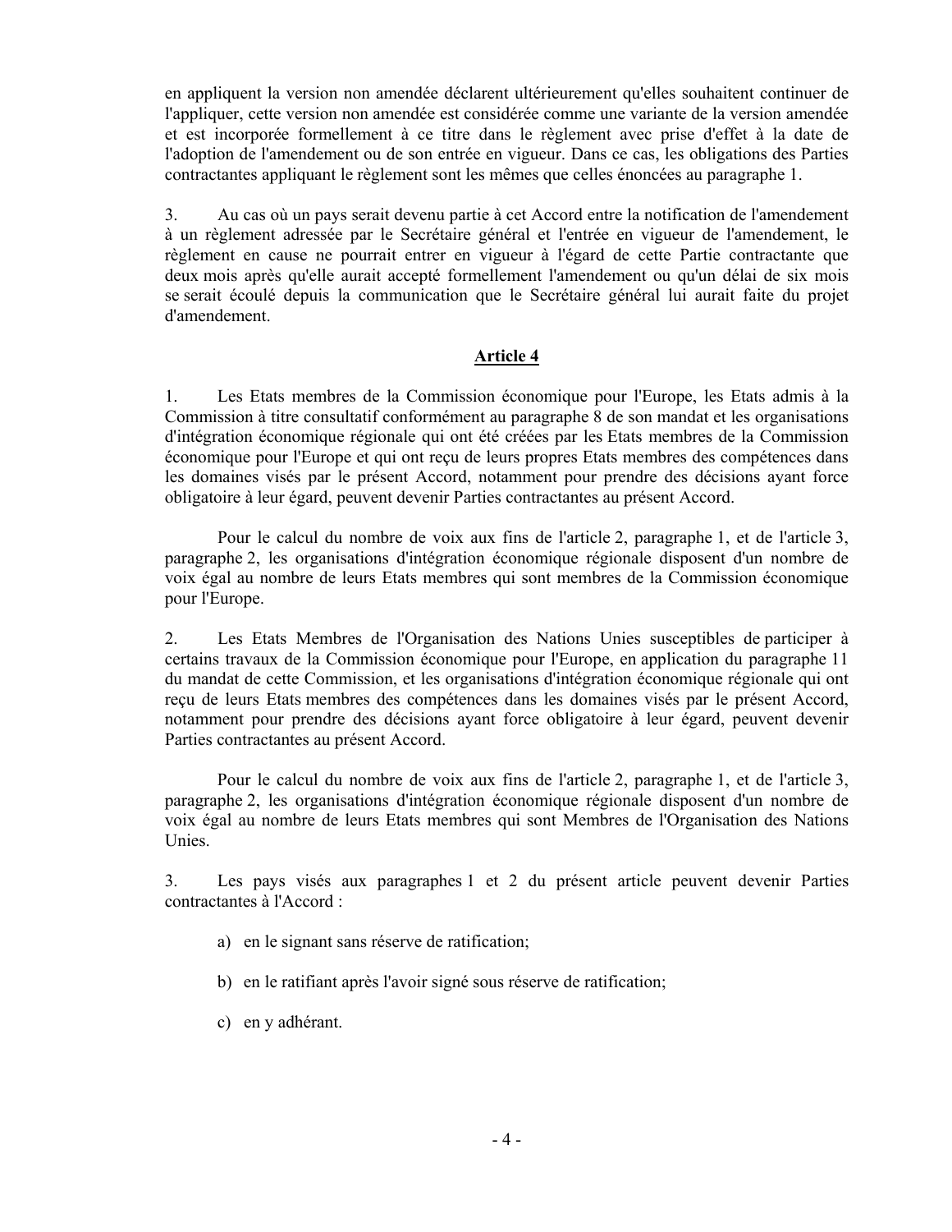en appliquent la version non amendée déclarent ultérieurement qu'elles souhaitent continuer de l'appliquer, cette version non amendée est considérée comme une variante de la version amendée et est incorporée formellement à ce titre dans le règlement avec prise d'effet à la date de l'adoption de l'amendement ou de son entrée en vigueur. Dans ce cas, les obligations des Parties contractantes appliquant le règlement sont les mêmes que celles énoncées au paragraphe 1.

3. Au cas où un pays serait devenu partie à cet Accord entre la notification de l'amendement à un règlement adressée par le Secrétaire général et l'entrée en vigueur de l'amendement, le règlement en cause ne pourrait entrer en vigueur à l'égard de cette Partie contractante que deux mois après qu'elle aurait accepté formellement l'amendement ou qu'un délai de six mois se serait écoulé depuis la communication que le Secrétaire général lui aurait faite du projet d'amendement.

## Article 4

1. Les Etats membres de la Commission économique pour l'Europe, les Etats admis à la Commission à titre consultatif conformément au paragraphe 8 de son mandat et les organisations d'intégration économique régionale qui ont été créées par les Etats membres de la Commission économique pour l'Europe et qui ont reçu de leurs propres Etats membres des compétences dans les domaines visés par le présent Accord, notamment pour prendre des décisions ayant force obligatoire à leur égard, peuvent devenir Parties contractantes au présent Accord.

Pour le calcul du nombre de voix aux fins de l'article 2, paragraphe 1, et de l'article 3, paragraphe 2, les organisations d'intégration économique régionale disposent d'un nombre de voix égal au nombre de leurs Etats membres qui sont membres de la Commission économique pour l'Europe.

2. Les Etats Membres de l'Organisation des Nations Unies susceptibles de participer à certains travaux de la Commission économique pour l'Europe, en application du paragraphe 11 du mandat de cette Commission, et les organisations d'intégration économique régionale qui ont reçu de leurs Etats membres des compétences dans les domaines visés par le présent Accord, notamment pour prendre des décisions ayant force obligatoire à leur égard, peuvent devenir Parties contractantes au présent Accord.

Pour le calcul du nombre de voix aux fins de l'article 2, paragraphe 1, et de l'article 3, paragraphe 2, les organisations d'intégration économique régionale disposent d'un nombre de voix égal au nombre de leurs Etats membres qui sont Membres de l'Organisation des Nations Unies.

3. Les pays visés aux paragraphes 1 et 2 du présent article peuvent devenir Parties contractantes à l'Accord :

a) en le signant sans réserve de ratification;

b) en le ratifiant après l'avoir signé sous réserve de ratification;

c) en y adhérant.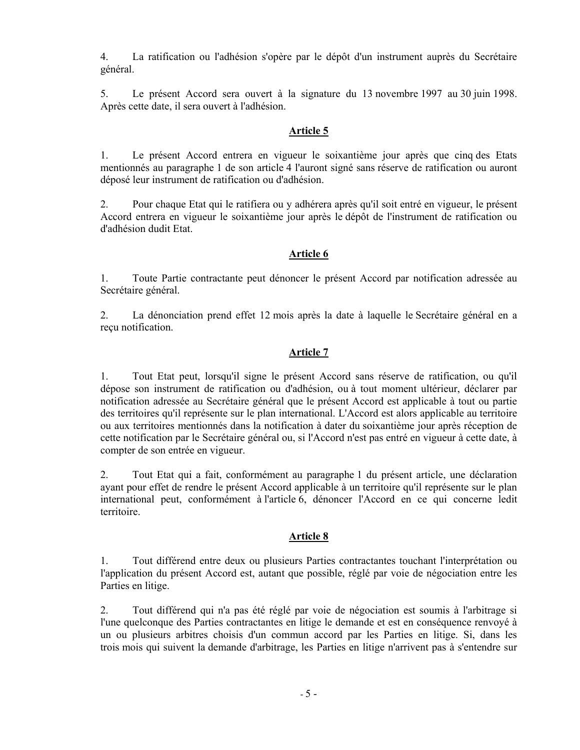4. La ratification ou l'adhésion s'opère par le dépôt d'un instrument auprès du Secrétaire général.

5. Le présent Accord sera ouvert à la signature du 13 novembre 1997 au 30 juin 1998. Après cette date, il sera ouvert à l'adhésion.

## Article 5

1. Le présent Accord entrera en vigueur le soixantième jour après que cinq des Etats mentionnés au paragraphe 1 de son article 4 l'auront signé sans réserve de ratification ou auront déposé leur instrument de ratification ou d'adhésion.

2. Pour chaque Etat qui le ratifiera ou y adhérera après qu'il soit entré en vigueur, le présent Accord entrera en vigueur le soixantième jour après le dépôt de l'instrument de ratification ou d'adhésion dudit Etat.

## Article 6

1. Toute Partie contractante peut dénoncer le présent Accord par notification adressée au Secrétaire général.

2. La dénonciation prend effet 12 mois après la date à laquelle le Secrétaire général en a reçu notification.

## Article 7

1. Tout Etat peut, lorsqu'il signe le présent Accord sans réserve de ratification, ou qu'il dépose son instrument de ratification ou d'adhésion, ou à tout moment ultérieur, déclarer par notification adressée au Secrétaire général que le présent Accord est applicable à tout ou partie des territoires qu'il représente sur le plan international. L'Accord est alors applicable au territoire ou aux territoires mentionnés dans la notification à dater du soixantième jour après réception de cette notification par le Secrétaire général ou, si l'Accord n'est pas entré en vigueur à cette date, à compter de son entrée en vigueur.

2. Tout Etat qui a fait, conformément au paragraphe 1 du présent article, une déclaration ayant pour effet de rendre le présent Accord applicable à un territoire qu'il représente sur le plan international peut, conformément à l'article 6, dénoncer l'Accord en ce qui concerne ledit territoire.

## Article 8

1. Tout différend entre deux ou plusieurs Parties contractantes touchant l'interprétation ou l'application du présent Accord est, autant que possible, réglé par voie de négociation entre les Parties en litige.

2. Tout différend qui n'a pas été réglé par voie de négociation est soumis à l'arbitrage si l'une quelconque des Parties contractantes en litige le demande et est en conséquence renvoyé à un ou plusieurs arbitres choisis d'un commun accord par les Parties en litige. Si, dans les trois mois qui suivent la demande d'arbitrage, les Parties en litige n'arrivent pas à s'entendre sur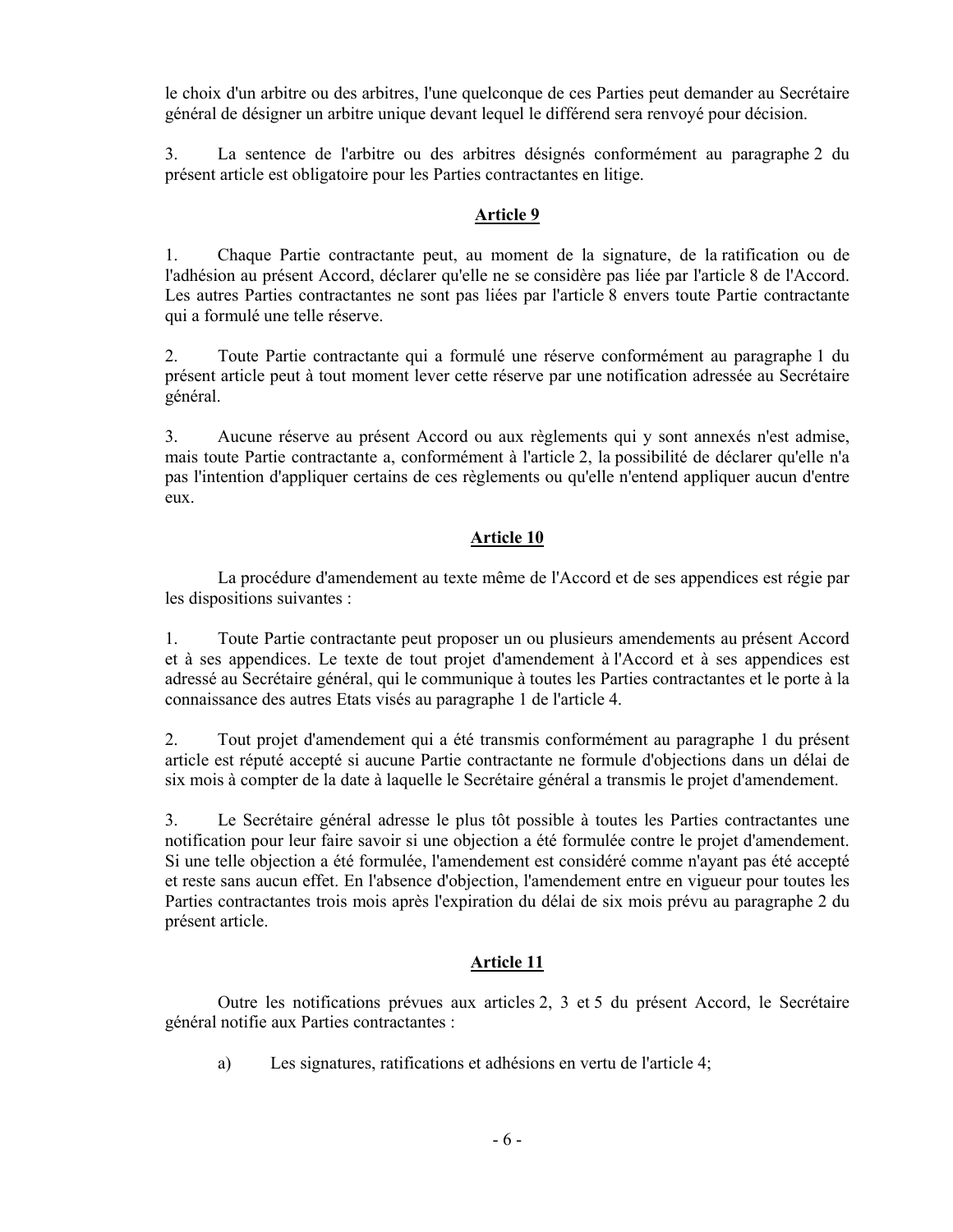le choix d'un arbitre ou des arbitres, l'une quelconque de ces Parties peut demander au Secrétaire général de désigner un arbitre unique devant lequel le différend sera renvoyé pour décision.

3. La sentence de l'arbitre ou des arbitres désignés conformément au paragraphe 2 du présent article est obligatoire pour les Parties contractantes en litige.

## Article 9

1. Chaque Partie contractante peut, au moment de la signature, de la ratification ou de l'adhésion au présent Accord, déclarer qu'elle ne se considère pas liée par l'article 8 de l'Accord. Les autres Parties contractantes ne sont pas liées par l'article 8 envers toute Partie contractante qui a formulé une telle réserve.

2. Toute Partie contractante qui a formulé une réserve conformément au paragraphe 1 du présent article peut à tout moment lever cette réserve par une notification adressée au Secrétaire général.

3. Aucune réserve au présent Accord ou aux règlements qui y sont annexés n'est admise, mais toute Partie contractante a, conformément à l'article 2, la possibilité de déclarer qu'elle n'a pas l'intention d'appliquer certains de ces règlements ou qu'elle n'entend appliquer aucun d'entre eux.

## Article 10

La procédure d'amendement au texte même de l'Accord et de ses appendices est régie par les dispositions suivantes :

1. Toute Partie contractante peut proposer un ou plusieurs amendements au présent Accord et à ses appendices. Le texte de tout projet d'amendement à l'Accord et à ses appendices est adressé au Secrétaire général, qui le communique à toutes les Parties contractantes et le porte à la connaissance des autres Etats visés au paragraphe 1 de l'article 4.

2. Tout projet d'amendement qui a été transmis conformément au paragraphe 1 du présent article est réputé accepté si aucune Partie contractante ne formule d'objections dans un délai de six mois à compter de la date à laquelle le Secrétaire général a transmis le projet d'amendement.

3. Le Secrétaire général adresse le plus tôt possible à toutes les Parties contractantes une notification pour leur faire savoir si une objection a été formulée contre le projet d'amendement. Si une telle objection a été formulée, l'amendement est considéré comme n'ayant pas été accepté et reste sans aucun effet. En l'absence d'objection, l'amendement entre en vigueur pour toutes les Parties contractantes trois mois après l'expiration du délai de six mois prévu au paragraphe 2 du présent article.

## Article 11

Outre les notifications prévues aux articles 2, 3 et 5 du présent Accord, le Secrétaire général notifie aux Parties contractantes :

a) Les signatures, ratifications et adhésions en vertu de l'article 4;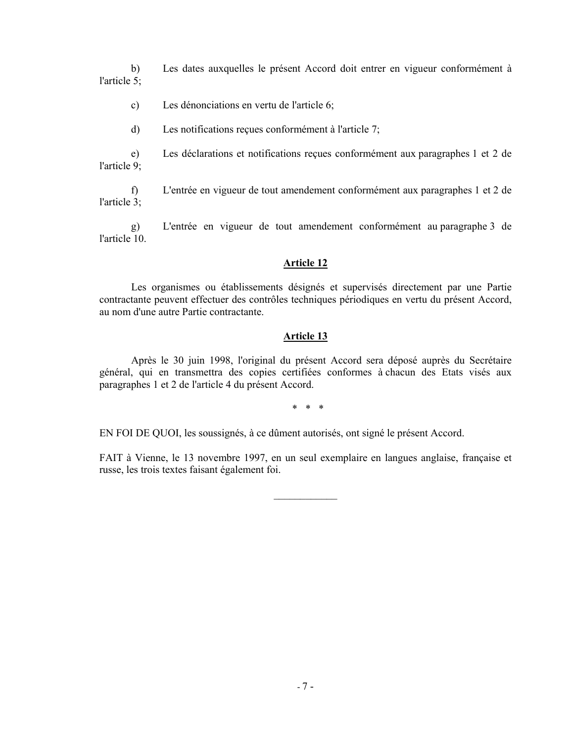b) Les dates auxquelles le présent Accord doit entrer en vigueur conformément à l'article 5;

c) Les dénonciations en vertu de l'article 6;

d) Les notifications reçues conformément à l'article 7;

e) Les déclarations et notifications reçues conformément aux paragraphes 1 et 2 de l'article 9;

f) L'entrée en vigueur de tout amendement conformément aux paragraphes 1 et 2 de l'article 3;

g) L'entrée en vigueur de tout amendement conformément au paragraphe 3 de l'article 10.

## Article 12

Les organismes ou établissements désignés et supervisés directement par une Partie contractante peuvent effectuer des contrôles techniques périodiques en vertu du présent Accord, au nom d'une autre Partie contractante.

## Article 13

Après le 30 juin 1998, l'original du présent Accord sera déposé auprès du Secrétaire général, qui en transmettra des copies certifiées conformes à chacun des Etats visés aux paragraphes 1 et 2 de l'article 4 du présent Accord.

\* \* \*

EN FOI DE QUOI, les soussignés, à ce dûment autorisés, ont signé le présent Accord.

FAIT à Vienne, le 13 novembre 1997, en un seul exemplaire en langues anglaise, française et russe, les trois textes faisant également foi.

\_\_\_\_\_\_\_\_\_\_\_\_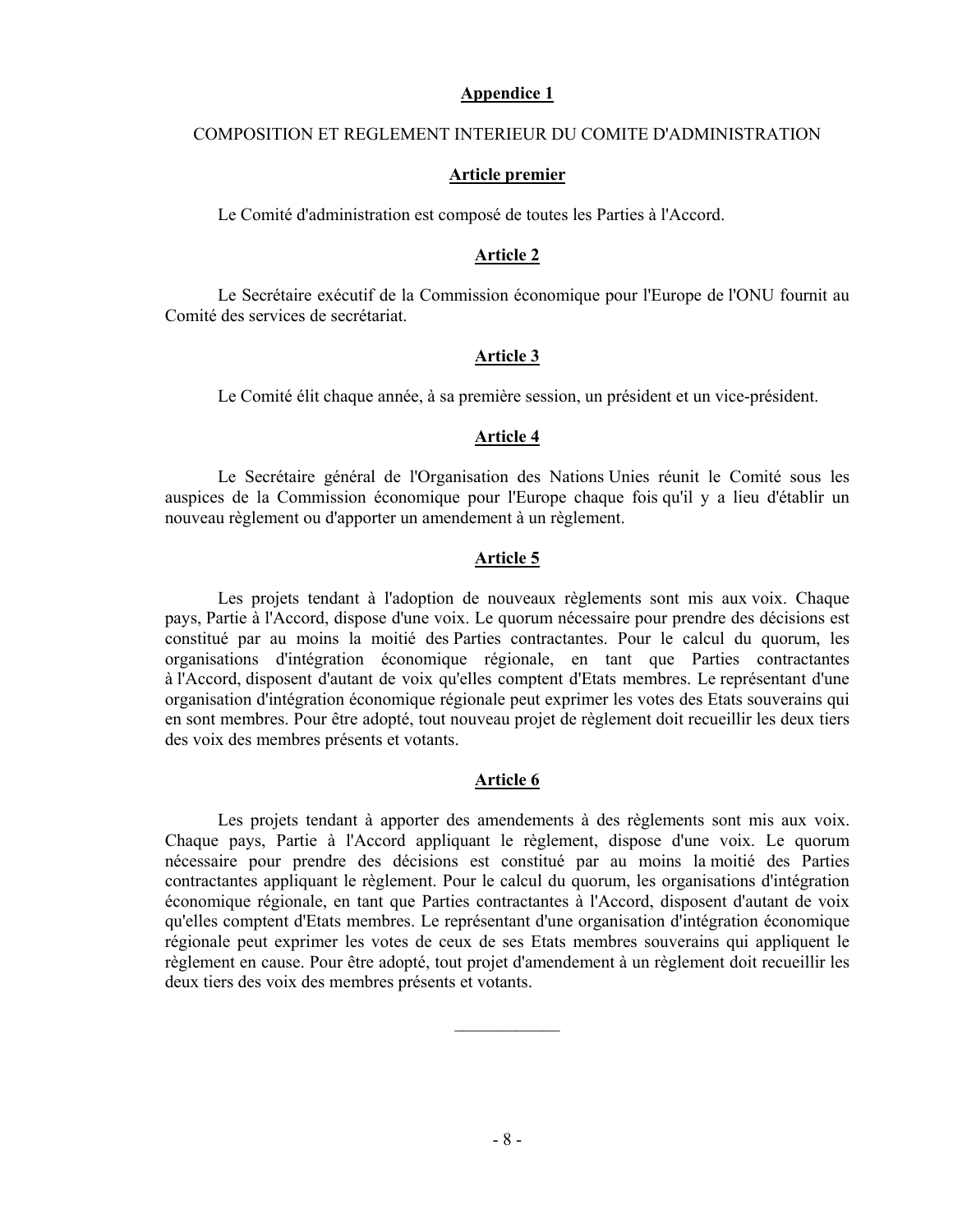## Appendice 1

COMPOSITION ET REGLEMENT INTERIEUR DU COMITE D'ADMINISTRATION

### Article premier

Le Comité d'administration est composé de toutes les Parties à l'Accord.

### Article 2

Le Secrétaire exécutif de la Commission économique pour l'Europe de l'ONU fournit au Comité des services de secrétariat.

### Article 3

Le Comité élit chaque année, à sa première session, un président et un vice-président.

### Article 4

Le Secrétaire général de l'Organisation des Nations Unies réunit le Comité sous les auspices de la Commission économique pour l'Europe chaque fois qu'il y a lieu d'établir un nouveau règlement ou d'apporter un amendement à un règlement.

### Article 5

Les projets tendant à l'adoption de nouveaux règlements sont mis aux voix. Chaque pays, Partie à l'Accord, dispose d'une voix. Le quorum nécessaire pour prendre des décisions est constitué par au moins la moitié des Parties contractantes. Pour le calcul du quorum, les organisations d'intégration économique régionale, en tant que Parties contractantes à l'Accord, disposent d'autant de voix qu'elles comptent d'Etats membres. Le représentant d'une organisation d'intégration économique régionale peut exprimer les votes des Etats souverains qui en sont membres. Pour être adopté, tout nouveau projet de règlement doit recueillir les deux tiers des voix des membres présents et votants.

### Article 6

Les projets tendant à apporter des amendements à des règlements sont mis aux voix. Chaque pays, Partie à l'Accord appliquant le règlement, dispose d'une voix. Le quorum nécessaire pour prendre des décisions est constitué par au moins la moitié des Parties contractantes appliquant le règlement. Pour le calcul du quorum, les organisations d'intégration économique régionale, en tant que Parties contractantes à l'Accord, disposent d'autant de voix qu'elles comptent d'Etats membres. Le représentant d'une organisation d'intégration économique régionale peut exprimer les votes de ceux de ses Etats membres souverains qui appliquent le règlement en cause. Pour être adopté, tout projet d'amendement à un règlement doit recueillir les deux tiers des voix des membres présents et votants.

____________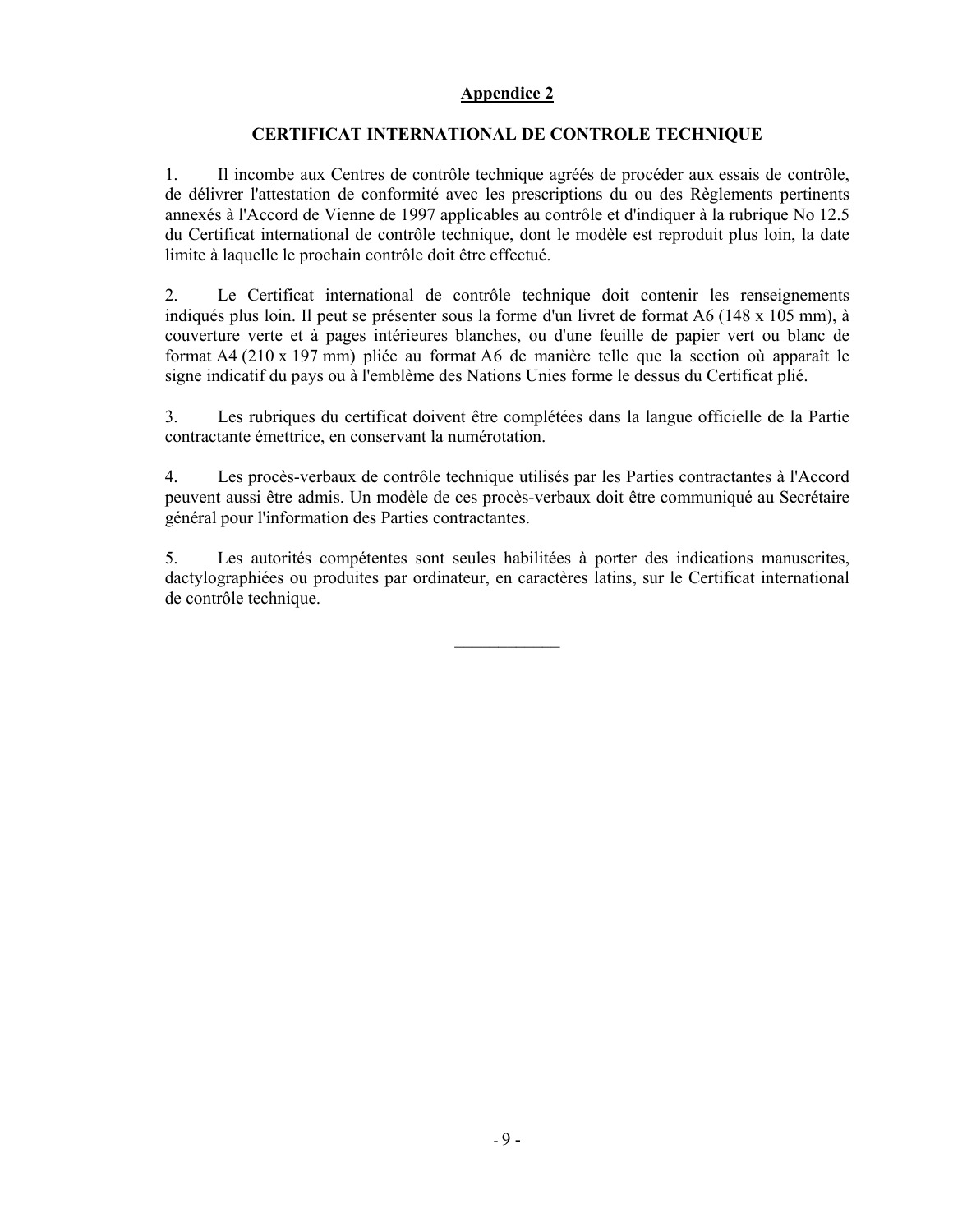## Appendice 2

### CERTIFICAT INTERNATIONAL DE CONTROLE TECHNIQUE

1. Il incombe aux Centres de contrôle technique agréés de procéder aux essais de contrôle, de délivrer l'attestation de conformité avec les prescriptions du ou des Règlements pertinents annexés à l'Accord de Vienne de 1997 applicables au contrôle et d'indiquer à la rubrique No 12.5 du Certificat international de contrôle technique, dont le modèle est reproduit plus loin, la date limite à laquelle le prochain contrôle doit être effectué.

2. Le Certificat international de contrôle technique doit contenir les renseignements indiqués plus loin. Il peut se présenter sous la forme d'un livret de format A6 (148 x 105 mm), à couverture verte et à pages intérieures blanches, ou d'une feuille de papier vert ou blanc de format A4 (210 x 197 mm) pliée au format A6 de manière telle que la section où apparaît le signe indicatif du pays ou à l'emblème des Nations Unies forme le dessus du Certificat plié.

3. Les rubriques du certificat doivent être complétées dans la langue officielle de la Partie contractante émettrice, en conservant la numérotation.

4. Les procès-verbaux de contrôle technique utilisés par les Parties contractantes à l'Accord peuvent aussi être admis. Un modèle de ces procès-verbaux doit être communiqué au Secrétaire général pour l'information des Parties contractantes.

5. Les autorités compétentes sont seules habilitées à porter des indications manuscrites, dactylographiées ou produites par ordinateur, en caractères latins, sur le Certificat international de contrôle technique.

____________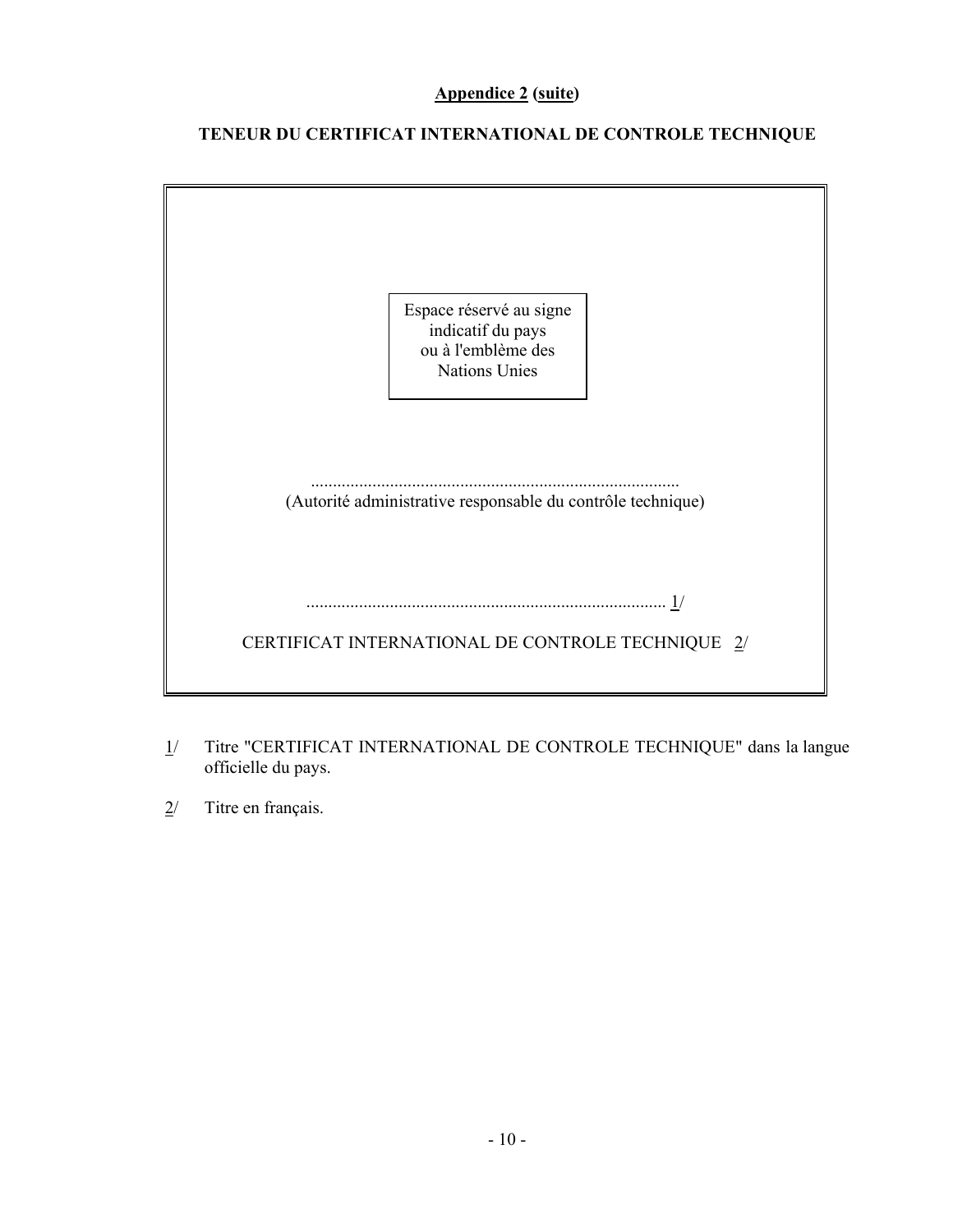**Appendice 2 (suite)**

**TENEUR DU CERTIFICAT INTERNATIONAL DE CONTROLE TECHNIQUE**

Espace réservé au signe indicatif du pays ou à l'emblème des Nations Unies

....................................................................................
(Autorité administrative responsable du contrôle technique)

.................................................................................. 1/

CERTIFICAT INTERNATIONAL DE CONTROLE TECHNIQUE 2/

1/ Titre "CERTIFICAT INTERNATIONAL DE CONTROLE TECHNIQUE" dans la langue officielle du pays.

2/ Titre en français.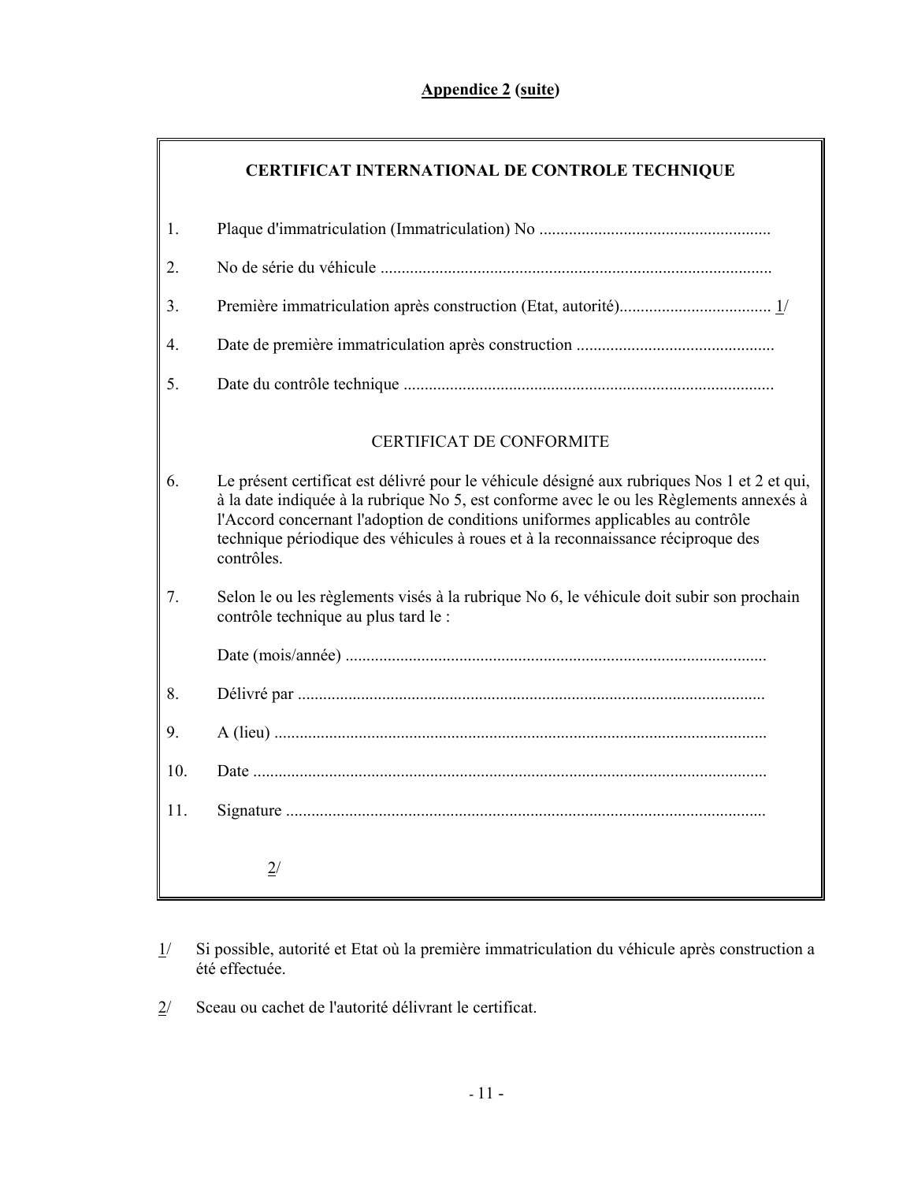**Appendice 2 (suite)**

## CERTIFICAT INTERNATIONAL DE CONTROLE TECHNIQUE

1. Plaque d'immatriculation (Immatriculation) No ......................................................

2. No de série du véhicule ...........................................................................................

3. Première immatriculation après construction (Etat, autorité)................................... 1/

4. Date de première immatriculation après construction ..............................................

5. Date du contrôle technique .......................................................................................

### CERTIFICAT DE CONFORMITE

6. Le présent certificat est délivré pour le véhicule désigné aux rubriques Nos 1 et 2 et qui, à la date indiquée à la rubrique No 5, est conforme avec le ou les Règlements annexés à l'Accord concernant l'adoption de conditions uniformes applicables au contrôle technique périodique des véhicules à roues et à la reconnaissance réciproque des contrôles.

7. Selon le ou les règlements visés à la rubrique No 6, le véhicule doit subir son prochain contrôle technique au plus tard le :

   Date (mois/année) ...................................................................................................

8. Délivré par .............................................................................................................

9. A (lieu) ....................................................................................................................

10. Date .........................................................................................................................

11. Signature .................................................................................................................

2/

---

1/ Si possible, autorité et Etat où la première immatriculation du véhicule après construction a été effectuée.

2/ Sceau ou cachet de l'autorité délivrant le certificat.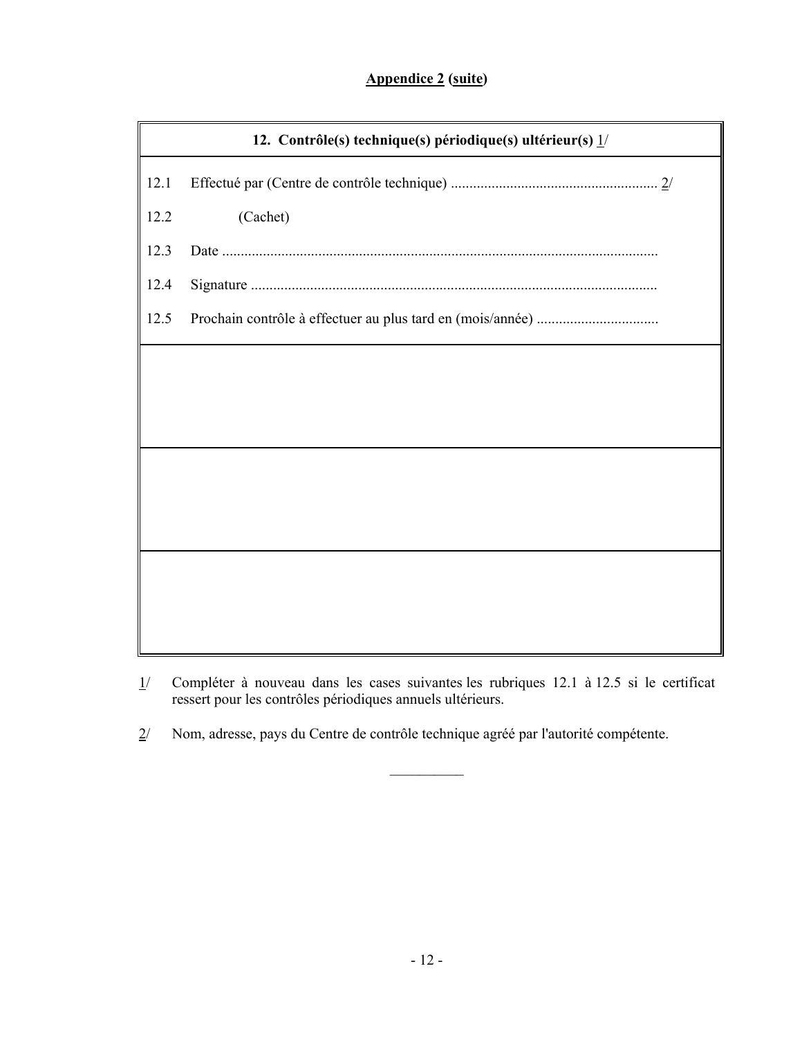**Appendice 2 (suite)**

| 12. Contrôle(s) technique(s) périodique(s) ultérieur(s) 1/ | |
|---|---|
| 12.1 | Effectué par (Centre de contrôle technique) ....................................................... 2/ |
| 12.2 | (Cachet) |
| 12.3 | Date ..................................................................................................................... |
| 12.4 | Signature ............................................................................................................ |
| 12.5 | Prochain contrôle à effectuer au plus tard en (mois/année) ................................ |
| | |
| | |
| | |

1/ Compléter à nouveau dans les cases suivantes les rubriques 12.1 à 12.5 si le certificat ressert pour les contrôles périodiques annuels ultérieurs.

2/ Nom, adresse, pays du Centre de contrôle technique agréé par l'autorité compétente.

__________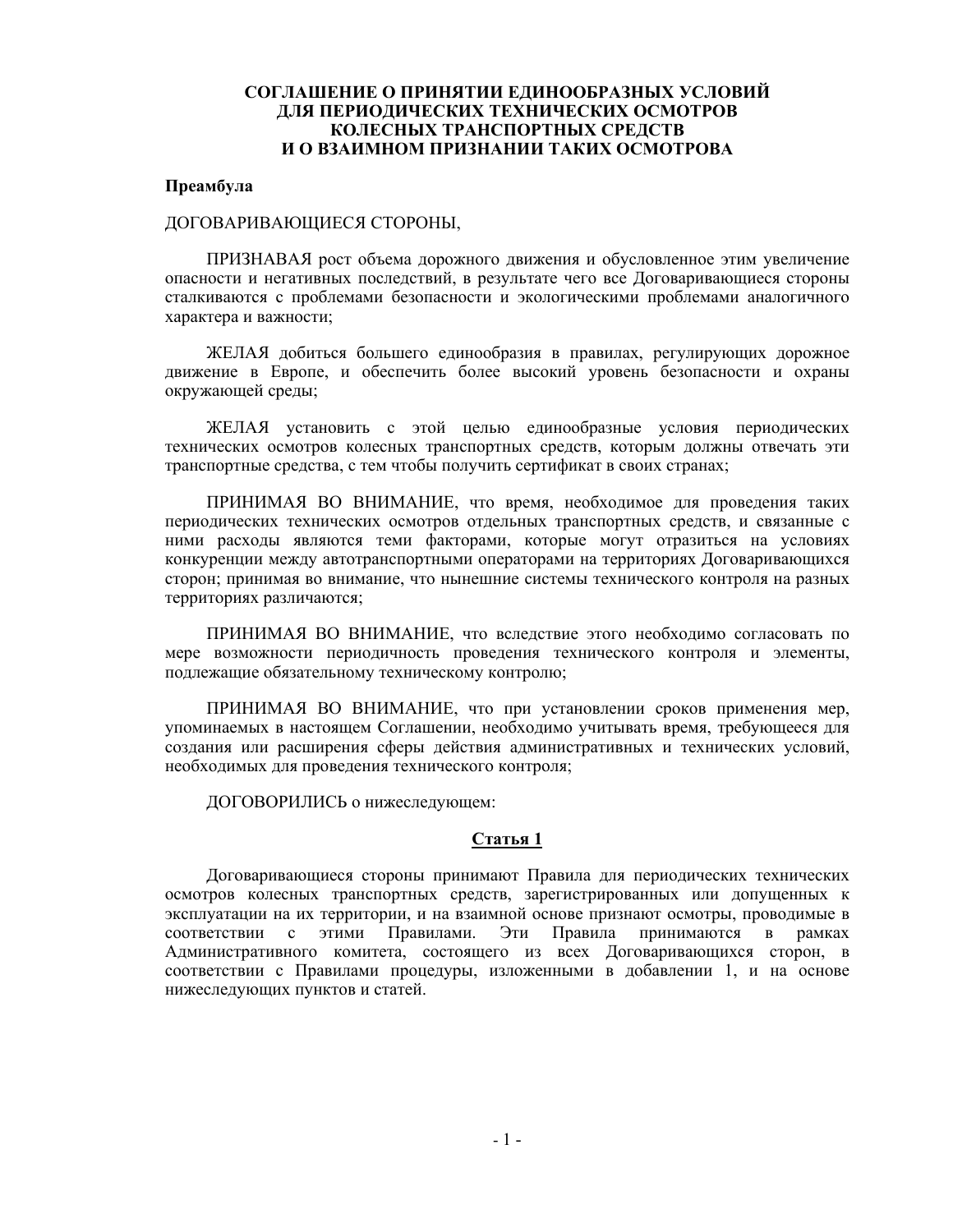# СОГЛАШЕНИЕ О ПРИНЯТИИ ЕДИНООБРАЗНЫХ УСЛОВИЙ ДЛЯ ПЕРИОДИЧЕСКИХ ТЕХНИЧЕСКИХ ОСМОТРОВ КОЛЕСНЫХ ТРАНСПОРТНЫХ СРЕДСТВ И О ВЗАИМНОМ ПРИЗНАНИИ ТАКИХ ОСМОТРОВа

**Преамбула**

ДОГОВАРИВАЮЩИЕСЯ СТОРОНЫ,

ПРИЗНАВАЯ рост объема дорожного движения и обусловленное этим увеличение опасности и негативных последствий, в результате чего все Договаривающиеся стороны сталкиваются с проблемами безопасности и экологическими проблемами аналогичного характера и важности;

ЖЕЛАЯ добиться большего единообразия в правилах, регулирующих дорожное движение в Европе, и обеспечить более высокий уровень безопасности и охраны окружающей среды;

ЖЕЛАЯ установить с этой целью единообразные условия периодических технических осмотров колесных транспортных средств, которым должны отвечать эти транспортные средства, с тем чтобы получить сертификат в своих странах;

ПРИНИМАЯ ВО ВНИМАНИЕ, что время, необходимое для проведения таких периодических технических осмотров отдельных транспортных средств, и связанные с ними расходы являются теми факторами, которые могут отразиться на условиях конкуренции между автотранспортными операторами на территориях Договаривающихся сторон; принимая во внимание, что нынешние системы технического контроля на разных территориях различаются;

ПРИНИМАЯ ВО ВНИМАНИЕ, что вследствие этого необходимо согласовать по мере возможности периодичность проведения технического контроля и элементы, подлежащие обязательному техническому контролю;

ПРИНИМАЯ ВО ВНИМАНИЕ, что при установлении сроков применения мер, упоминаемых в настоящем Соглашении, необходимо учитывать время, требующееся для создания или расширения сферы действия административных и технических условий, необходимых для проведения технического контроля;

ДОГОВОРИЛИСЬ о нижеследующем:

## Статья 1

Договаривающиеся стороны принимают Правила для периодических технических осмотров колесных транспортных средств, зарегистрированных или допущенных к эксплуатации на их территории, и на взаимной основе признают осмотры, проводимые в соответствии с этими Правилами. Эти Правила принимаются в рамках Административного комитета, состоящего из всех Договаривающихся сторон, в соответствии с Правилами процедуры, изложенными в добавлении 1, и на основе нижеследующих пунктов и статей.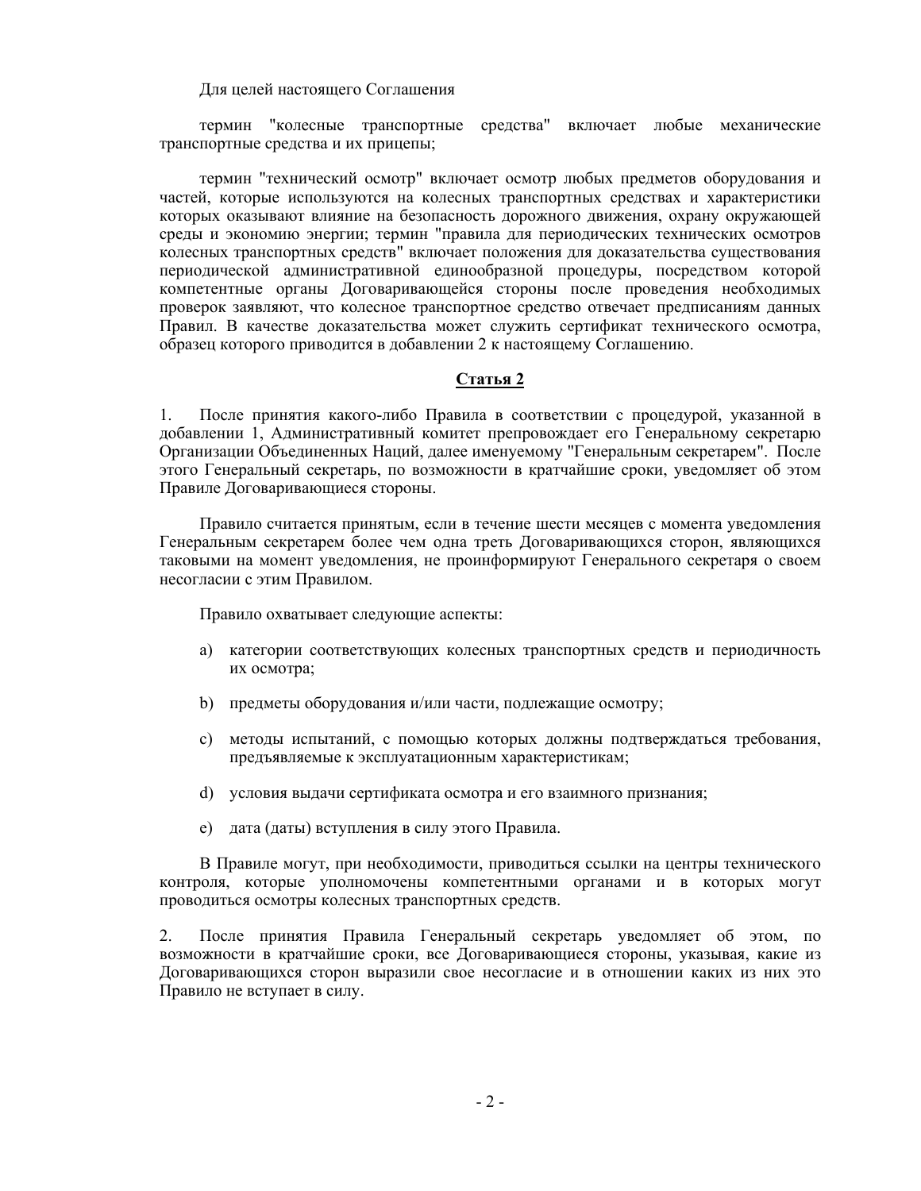Для целей настоящего Соглашения

термин "колесные транспортные средства" включает любые механические транспортные средства и их прицепы;

термин "технический осмотр" включает осмотр любых предметов оборудования и частей, которые используются на колесных транспортных средствах и характеристики которых оказывают влияние на безопасность дорожного движения, охрану окружающей среды и экономию энергии; термин "правила для периодических технических осмотров колесных транспортных средств" включает положения для доказательства существования периодической административной единообразной процедуры, посредством которой компетентные органы Договаривающейся стороны после проведения необходимых проверок заявляют, что колесное транспортное средство отвечает предписаниям данных Правил. В качестве доказательства может служить сертификат технического осмотра, образец которого приводится в добавлении 2 к настоящему Соглашению.

## Статья 2

1. После принятия какого-либо Правила в соответствии с процедурой, указанной в добавлении 1, Административный комитет препровождает его Генеральному секретарю Организации Объединенных Наций, далее именуемому "Генеральным секретарем". После этого Генеральный секретарь, по возможности в кратчайшие сроки, уведомляет об этом Правиле Договаривающиеся стороны.

Правило считается принятым, если в течение шести месяцев с момента уведомления Генеральным секретарем более чем одна треть Договаривающихся сторон, являющихся таковыми на момент уведомления, не проинформируют Генерального секретаря о своем несогласии с этим Правилом.

Правило охватывает следующие аспекты:

a) категории соответствующих колесных транспортных средств и периодичность их осмотра;

b) предметы оборудования и/или части, подлежащие осмотру;

c) методы испытаний, с помощью которых должны подтверждаться требования, предъявляемые к эксплуатационным характеристикам;

d) условия выдачи сертификата осмотра и его взаимного признания;

e) дата (даты) вступления в силу этого Правила.

В Правиле могут, при необходимости, приводиться ссылки на центры технического контроля, которые уполномочены компетентными органами и в которых могут проводиться осмотры колесных транспортных средств.

2. После принятия Правила Генеральный секретарь уведомляет об этом, по возможности в кратчайшие сроки, все Договаривающиеся стороны, указывая, какие из Договаривающихся сторон выразили свое несогласие и в отношении каких из них это Правило не вступает в силу.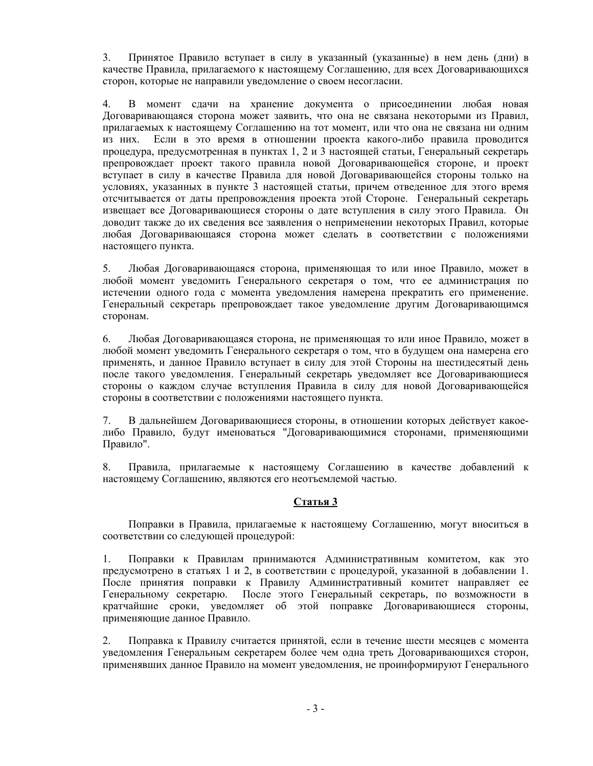3. Принятое Правило вступает в силу в указанный (указанные) в нем день (дни) в качестве Правила, прилагаемого к настоящему Соглашению, для всех Договаривающихся сторон, которые не направили уведомление о своем несогласии.

4. В момент сдачи на хранение документа о присоединении любая новая Договаривающаяся сторона может заявить, что она не связана некоторыми из Правил, прилагаемых к настоящему Соглашению на тот момент, или что она не связана ни одним из них. Если в это время в отношении проекта какого-либо правила проводится процедура, предусмотренная в пунктах 1, 2 и 3 настоящей статьи, Генеральный секретарь препровождает проект такого правила новой Договаривающейся стороне, и проект вступает в силу в качестве Правила для новой Договаривающейся стороны только на условиях, указанных в пункте 3 настоящей статьи, причем отведенное для этого время отсчитывается от даты препровождения проекта этой Стороне. Генеральный секретарь извещает все Договаривающиеся стороны о дате вступления в силу этого Правила. Он доводит также до их сведения все заявления о неприменении некоторых Правил, которые любая Договаривающаяся сторона может сделать в соответствии с положениями настоящего пункта.

5. Любая Договаривающаяся сторона, применяющая то или иное Правило, может в любой момент уведомить Генерального секретаря о том, что ее администрация по истечении одного года с момента уведомления намерена прекратить его применение. Генеральный секретарь препровождает такое уведомление другим Договаривающимся сторонам.

6. Любая Договаривающаяся сторона, не применяющая то или иное Правило, может в любой момент уведомить Генерального секретаря о том, что в будущем она намерена его применять, и данное Правило вступает в силу для этой Стороны на шестидесятый день после такого уведомления. Генеральный секретарь уведомляет все Договаривающиеся стороны о каждом случае вступления Правила в силу для новой Договаривающейся стороны в соответствии с положениями настоящего пункта.

7. В дальнейшем Договаривающиеся стороны, в отношении которых действует какое-либо Правило, будут именоваться "Договаривающимися сторонами, применяющими Правило".

8. Правила, прилагаемые к настоящему Соглашению в качестве добавлений к настоящему Соглашению, являются его неотъемлемой частью.

## Статья 3

Поправки в Правила, прилагаемые к настоящему Соглашению, могут вноситься в соответствии со следующей процедурой:

1. Поправки к Правилам принимаются Административным комитетом, как это предусмотрено в статьях 1 и 2, в соответствии с процедурой, указанной в добавлении 1. После принятия поправки к Правилу Административный комитет направляет ее Генеральному секретарю. После этого Генеральный секретарь, по возможности в кратчайшие сроки, уведомляет об этой поправке Договаривающиеся стороны, применяющие данное Правило.

2. Поправка к Правилу считается принятой, если в течение шести месяцев с момента уведомления Генеральным секретарем более чем одна треть Договаривающихся сторон, применявших данное Правило на момент уведомления, не проинформируют Генерального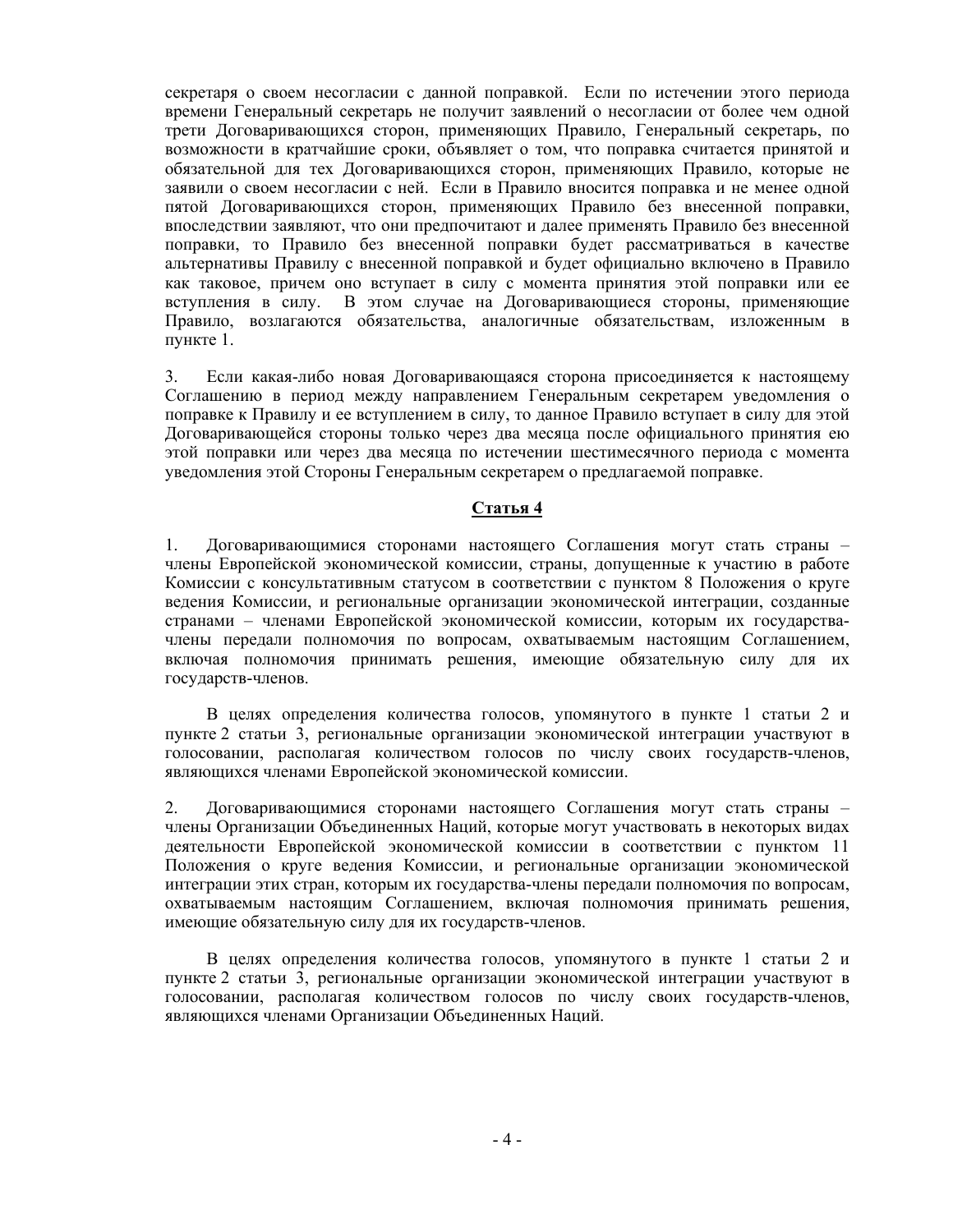секретаря о своем несогласии с данной поправкой. Если по истечении этого периода времени Генеральный секретарь не получит заявлений о несогласии от более чем одной трети Договаривающихся сторон, применяющих Правило, Генеральный секретарь, по возможности в кратчайшие сроки, объявляет о том, что поправка считается принятой и обязательной для тех Договаривающихся сторон, применяющих Правило, которые не заявили о своем несогласии с ней. Если в Правило вносится поправка и не менее одной пятой Договаривающихся сторон, применяющих Правило без внесенной поправки, впоследствии заявляют, что они предпочитают и далее применять Правило без внесенной поправки, то Правило без внесенной поправки будет рассматриваться в качестве альтернативы Правилу с внесенной поправкой и будет официально включено в Правило как таковое, причем оно вступает в силу с момента принятия этой поправки или ее вступления в силу. В этом случае на Договаривающиеся стороны, применяющие Правило, возлагаются обязательства, аналогичные обязательствам, изложенным в пункте 1.

3. Если какая-либо новая Договаривающаяся сторона присоединяется к настоящему Соглашению в период между направлением Генеральным секретарем уведомления о поправке к Правилу и ее вступлением в силу, то данное Правило вступает в силу для этой Договаривающейся стороны только через два месяца после официального принятия ею этой поправки или через два месяца по истечении шестимесячного периода с момента уведомления этой Стороны Генеральным секретарем о предлагаемой поправке.

## Статья 4

1. Договаривающимися сторонами настоящего Соглашения могут стать страны – члены Европейской экономической комиссии, страны, допущенные к участию в работе Комиссии с консультативным статусом в соответствии с пунктом 8 Положения о круге ведения Комиссии, и региональные организации экономической интеграции, созданные странами – членами Европейской экономической комиссии, которым их государства-члены передали полномочия по вопросам, охватываемым настоящим Соглашением, включая полномочия принимать решения, имеющие обязательную силу для их государств-членов.

В целях определения количества голосов, упомянутого в пункте 1 статьи 2 и пункте 2 статьи 3, региональные организации экономической интеграции участвуют в голосовании, располагая количеством голосов по числу своих государств-членов, являющихся членами Европейской экономической комиссии.

2. Договаривающимися сторонами настоящего Соглашения могут стать страны – члены Организации Объединенных Наций, которые могут участвовать в некоторых видах деятельности Европейской экономической комиссии в соответствии с пунктом 11 Положения о круге ведения Комиссии, и региональные организации экономической интеграции этих стран, которым их государства-члены передали полномочия по вопросам, охватываемым настоящим Соглашением, включая полномочия принимать решения, имеющие обязательную силу для их государств-членов.

В целях определения количества голосов, упомянутого в пункте 1 статьи 2 и пункте 2 статьи 3, региональные организации экономической интеграции участвуют в голосовании, располагая количеством голосов по числу своих государств-членов, являющихся членами Организации Объединенных Наций.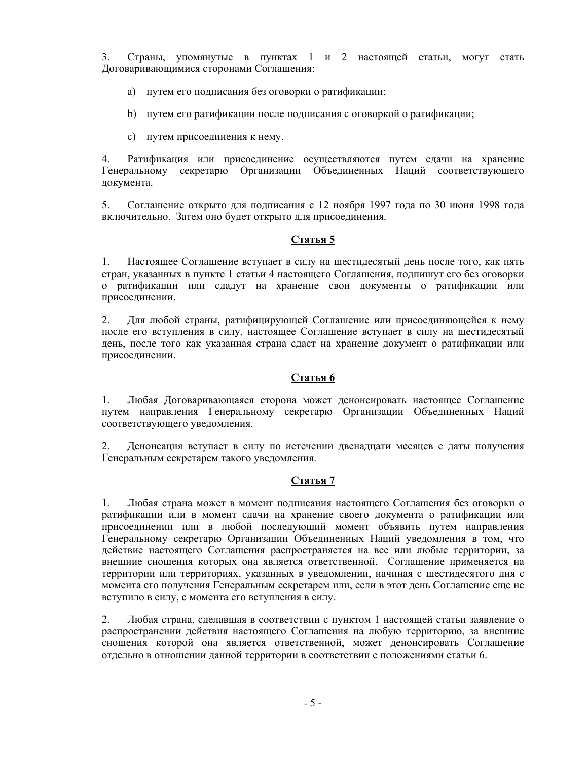3. Страны, упомянутые в пунктах 1 и 2 настоящей статьи, могут стать Договаривающимися сторонами Соглашения:

a) путем его подписания без оговорки о ратификации;

b) путем его ратификации после подписания с оговоркой о ратификации;

c) путем присоединения к нему.

4. Ратификация или присоединение осуществляются путем сдачи на хранение Генеральному секретарю Организации Объединенных Наций соответствующего документа.

5. Соглашение открыто для подписания с 12 ноября 1997 года по 30 июня 1998 года включительно. Затем оно будет открыто для присоединения.

## Статья 5

1. Настоящее Соглашение вступает в силу на шестидесятый день после того, как пять стран, указанных в пункте 1 статьи 4 настоящего Соглашения, подпишут его без оговорки о ратификации или сдадут на хранение свои документы о ратификации или присоединении.

2. Для любой страны, ратифицирующей Соглашение или присоединяющейся к нему после его вступления в силу, настоящее Соглашение вступает в силу на шестидесятый день, после того как указанная страна сдаст на хранение документ о ратификации или присоединении.

## Статья 6

1. Любая Договаривающаяся сторона может денонсировать настоящее Соглашение путем направления Генеральному секретарю Организации Объединенных Наций соответствующего уведомления.

2. Денонсация вступает в силу по истечении двенадцати месяцев с даты получения Генеральным секретарем такого уведомления.

## Статья 7

1. Любая страна может в момент подписания настоящего Соглашения без оговорки о ратификации или в момент сдачи на хранение своего документа о ратификации или присоединении или в любой последующий момент объявить путем направления Генеральному секретарю Организации Объединенных Наций уведомления в том, что действие настоящего Соглашения распространяется на все или любые территории, за внешние сношения которых она является ответственной. Соглашение применяется на территории или территориях, указанных в уведомлении, начиная с шестидесятого дня с момента его получения Генеральным секретарем или, если в этот день Соглашение еще не вступило в силу, с момента его вступления в силу.

2. Любая страна, сделавшая в соответствии с пунктом 1 настоящей статьи заявление о распространении действия настоящего Соглашения на любую территорию, за внешние сношения которой она является ответственной, может денонсировать Соглашение отдельно в отношении данной территории в соответствии с положениями статьи 6.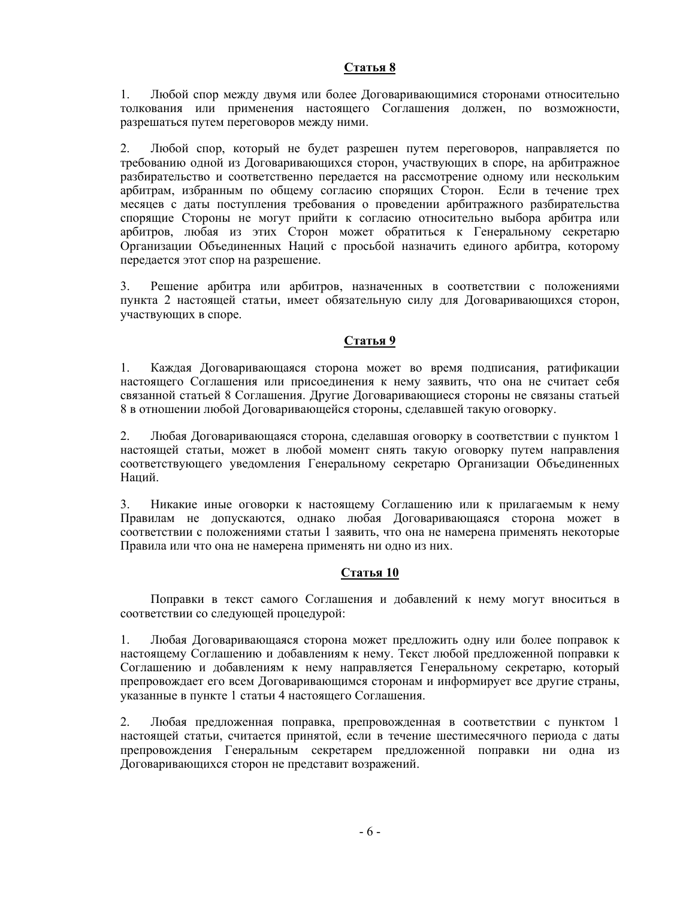## Статья 8

1. Любой спор между двумя или более Договаривающимися сторонами относительно толкования или применения настоящего Соглашения должен, по возможности, разрешаться путем переговоров между ними.

2. Любой спор, который не будет разрешен путем переговоров, направляется по требованию одной из Договаривающихся сторон, участвующих в споре, на арбитражное разбирательство и соответственно передается на рассмотрение одному или нескольким арбитрам, избранным по общему согласию спорящих Сторон. Если в течение трех месяцев с даты поступления требования о проведении арбитражного разбирательства спорящие Стороны не могут прийти к согласию относительно выбора арбитра или арбитров, любая из этих Сторон может обратиться к Генеральному секретарю Организации Объединенных Наций с просьбой назначить единого арбитра, которому передается этот спор на разрешение.

3. Решение арбитра или арбитров, назначенных в соответствии с положениями пункта 2 настоящей статьи, имеет обязательную силу для Договаривающихся сторон, участвующих в споре.

## Статья 9

1. Каждая Договаривающаяся сторона может во время подписания, ратификации настоящего Соглашения или присоединения к нему заявить, что она не считает себя связанной статьей 8 Соглашения. Другие Договаривающиеся стороны не связаны статьей 8 в отношении любой Договаривающейся стороны, сделавшей такую оговорку.

2. Любая Договаривающаяся сторона, сделавшая оговорку в соответствии с пунктом 1 настоящей статьи, может в любой момент снять такую оговорку путем направления соответствующего уведомления Генеральному секретарю Организации Объединенных Наций.

3. Никакие иные оговорки к настоящему Соглашению или к прилагаемым к нему Правилам не допускаются, однако любая Договаривающаяся сторона может в соответствии с положениями статьи 1 заявить, что она не намерена применять некоторые Правила или что она не намерена применять ни одно из них.

## Статья 10

Поправки в текст самого Соглашения и добавлений к нему могут вноситься в соответствии со следующей процедурой:

1. Любая Договаривающаяся сторона может предложить одну или более поправок к настоящему Соглашению и добавлениям к нему. Текст любой предложенной поправки к Соглашению и добавлениям к нему направляется Генеральному секретарю, который препровождает его всем Договаривающимся сторонам и информирует все другие страны, указанные в пункте 1 статьи 4 настоящего Соглашения.

2. Любая предложенная поправка, препровожденная в соответствии с пунктом 1 настоящей статьи, считается принятой, если в течение шестимесячного периода с даты препровождения Генеральным секретарем предложенной поправки ни одна из Договаривающихся сторон не представит возражений.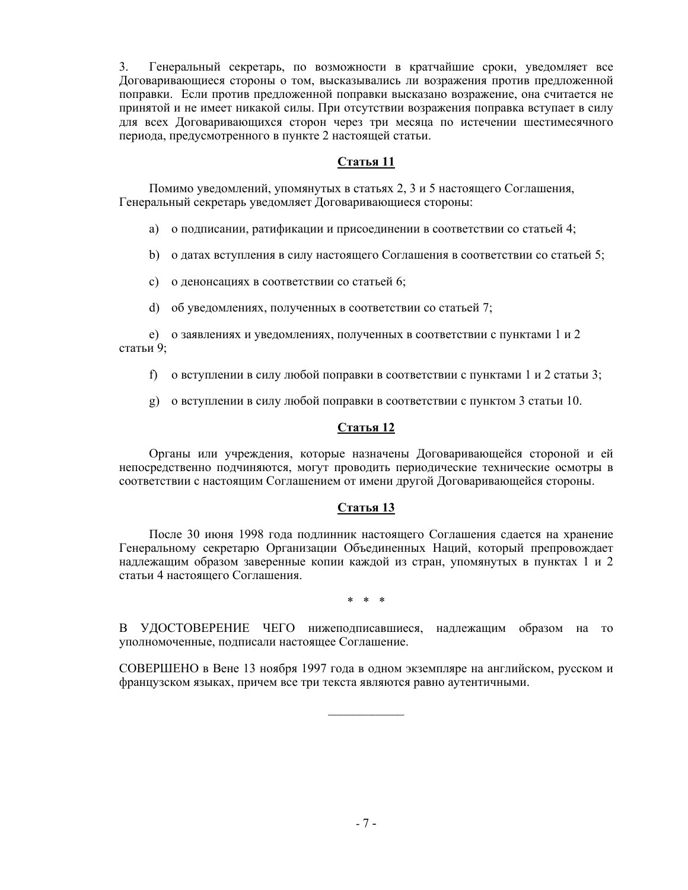3. Генеральный секретарь, по возможности в кратчайшие сроки, уведомляет все Договаривающиеся стороны о том, высказывались ли возражения против предложенной поправки. Если против предложенной поправки высказано возражение, она считается не принятой и не имеет никакой силы. При отсутствии возражения поправка вступает в силу для всех Договаривающихся сторон через три месяца по истечении шестимесячного периода, предусмотренного в пункте 2 настоящей статьи.

## Статья 11

Помимо уведомлений, упомянутых в статьях 2, 3 и 5 настоящего Соглашения, Генеральный секретарь уведомляет Договаривающиеся стороны:

a) о подписании, ратификации и присоединении в соответствии со статьей 4;

b) о датах вступления в силу настоящего Соглашения в соответствии со статьей 5;

c) о денонсациях в соответствии со статьей 6;

d) об уведомлениях, полученных в соответствии со статьей 7;

e) о заявлениях и уведомлениях, полученных в соответствии с пунктами 1 и 2 статьи 9;

f) о вступлении в силу любой поправки в соответствии с пунктами 1 и 2 статьи 3;

g) о вступлении в силу любой поправки в соответствии с пунктом 3 статьи 10.

## Статья 12

Органы или учреждения, которые назначены Договаривающейся стороной и ей непосредственно подчиняются, могут проводить периодические технические осмотры в соответствии с настоящим Соглашением от имени другой Договаривающейся стороны.

## Статья 13

После 30 июня 1998 года подлинник настоящего Соглашения сдается на хранение Генеральному секретарю Организации Объединенных Наций, который препровождает надлежащим образом заверенные копии каждой из стран, упомянутых в пунктах 1 и 2 статьи 4 настоящего Соглашения.

\* \* \*

В УДОСТОВЕРЕНИЕ ЧЕГО нижеподписавшиеся, надлежащим образом на то уполномоченные, подписали настоящее Соглашение.

СОВЕРШЕНО в Вене 13 ноября 1997 года в одном экземпляре на английском, русском и французском языках, причем все три текста являются равно аутентичными.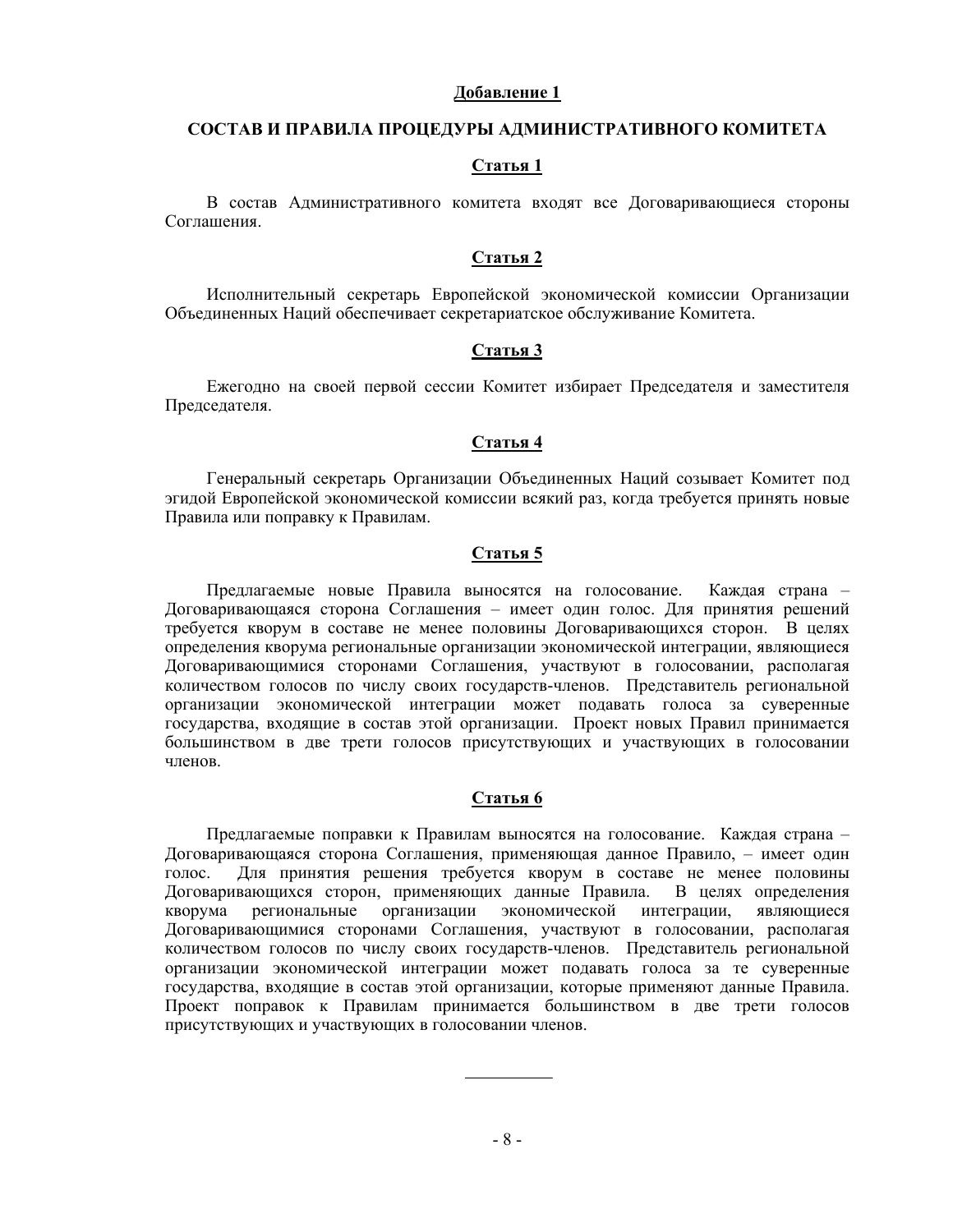## Добавление 1

## СОСТАВ И ПРАВИЛА ПРОЦЕДУРЫ АДМИНИСТРАТИВНОГО КОМИТЕТА

### Статья 1

В состав Административного комитета входят все Договаривающиеся стороны Соглашения.

### Статья 2

Исполнительный секретарь Европейской экономической комиссии Организации Объединенных Наций обеспечивает секретариатское обслуживание Комитета.

### Статья 3

Ежегодно на своей первой сессии Комитет избирает Председателя и заместителя Председателя.

### Статья 4

Генеральный секретарь Организации Объединенных Наций созывает Комитет под эгидой Европейской экономической комиссии всякий раз, когда требуется принять новые Правила или поправку к Правилам.

### Статья 5

Предлагаемые новые Правила выносятся на голосование. Каждая страна – Договаривающаяся сторона Соглашения – имеет один голос. Для принятия решений требуется кворум в составе не менее половины Договаривающихся сторон. В целях определения кворума региональные организации экономической интеграции, являющиеся Договаривающимися сторонами Соглашения, участвуют в голосовании, располагая количеством голосов по числу своих государств-членов. Представитель региональной организации экономической интеграции может подавать голоса за суверенные государства, входящие в состав этой организации. Проект новых Правил принимается большинством в две трети голосов присутствующих и участвующих в голосовании членов.

### Статья 6

Предлагаемые поправки к Правилам выносятся на голосование. Каждая страна – Договаривающаяся сторона Соглашения, применяющая данное Правило, – имеет один голос. Для принятия решения требуется кворум в составе не менее половины Договаривающихся сторон, применяющих данные Правила. В целях определения кворума региональные организации экономической интеграции, являющиеся Договаривающимися сторонами Соглашения, участвуют в голосовании, располагая количеством голосов по числу своих государств-членов. Представитель региональной организации экономической интеграции может подавать голоса за те суверенные государства, входящие в состав этой организации, которые применяют данные Правила. Проект поправок к Правилам принимается большинством в две трети голосов присутствующих и участвующих в голосовании членов.

---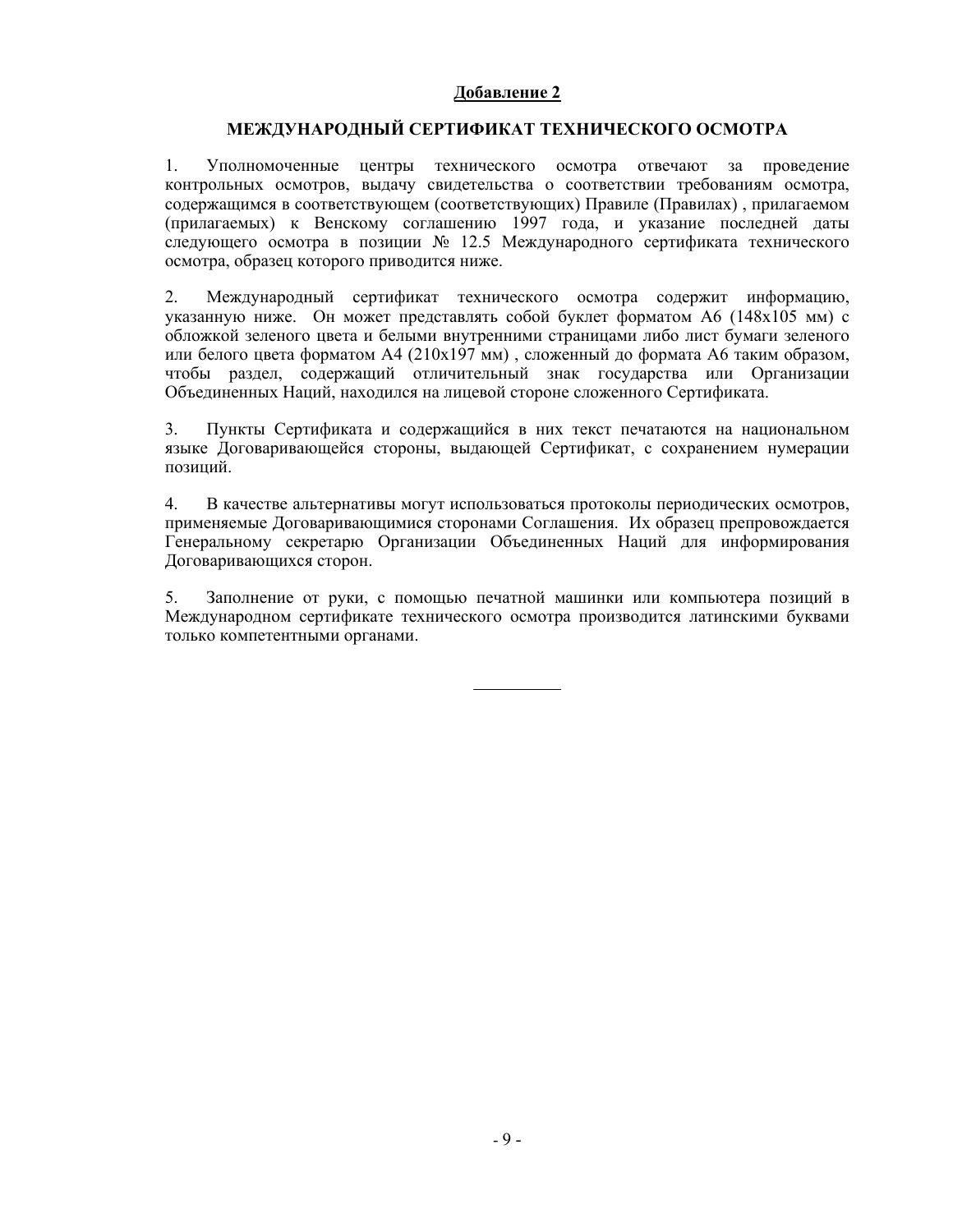**<u>Добавление 2</u>**

## МЕЖДУНАРОДНЫЙ СЕРТИФИКАТ ТЕХНИЧЕСКОГО ОСМОТРА

1. Уполномоченные центры технического осмотра отвечают за проведение контрольных осмотров, выдачу свидетельства о соответствии требованиям осмотра, содержащимся в соответствующем (соответствующих) Правиле (Правилах) , прилагаемом (прилагаемых) к Венскому соглашению 1997 года, и указание последней даты следующего осмотра в позиции № 12.5 Международного сертификата технического осмотра, образец которого приводится ниже.

2. Международный сертификат технического осмотра содержит информацию, указанную ниже. Он может представлять собой буклет форматом А6 (148x105 мм) с обложкой зеленого цвета и белыми внутренними страницами либо лист бумаги зеленого или белого цвета форматом А4 (210x197 мм) , сложенный до формата А6 таким образом, чтобы раздел, содержащий отличительный знак государства или Организации Объединенных Наций, находился на лицевой стороне сложенного Сертификата.

3. Пункты Сертификата и содержащийся в них текст печатаются на национальном языке Договаривающейся стороны, выдающей Сертификат, с сохранением нумерации позиций.

4. В качестве альтернативы могут использоваться протоколы периодических осмотров, применяемые Договаривающимися сторонами Соглашения. Их образец препровождается Генеральному секретарю Организации Объединенных Наций для информирования Договаривающихся сторон.

5. Заполнение от руки, с помощью печатной машинки или компьютера позиций в Международном сертификате технического осмотра производится латинскими буквами только компетентными органами.

__________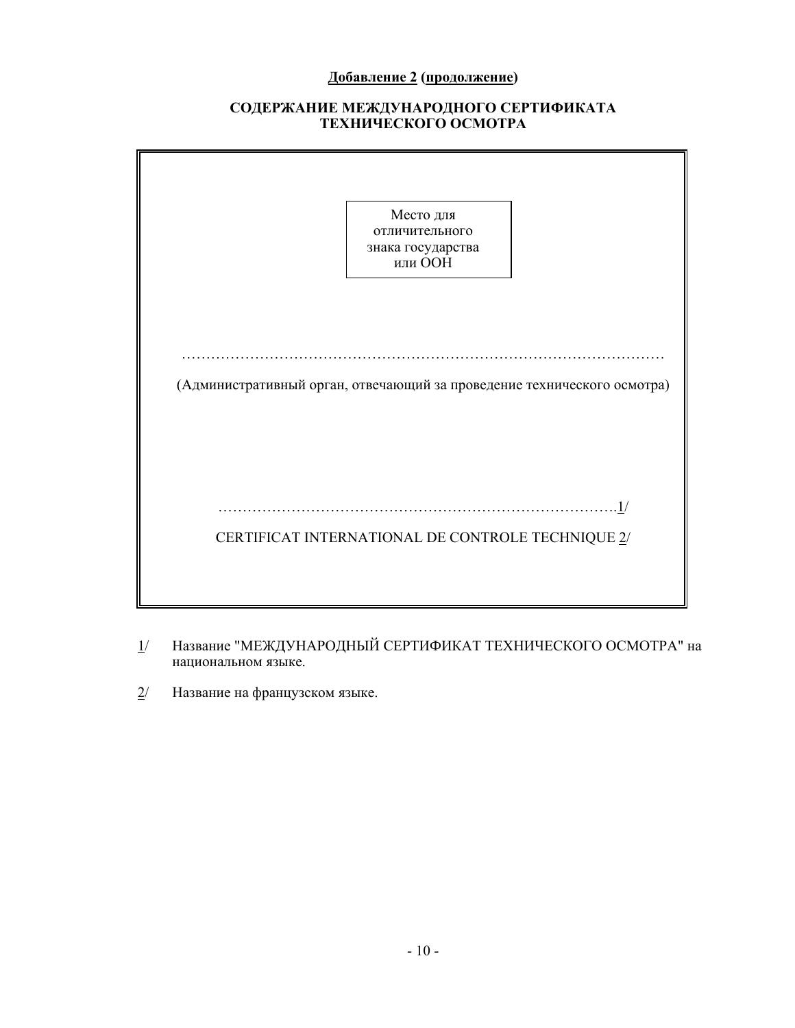**Добавление 2 (продолжение)**

**СОДЕРЖАНИЕ МЕЖДУНАРОДНОГО СЕРТИФИКАТА ТЕХНИЧЕСКОГО ОСМОТРА**

Место для отличительного знака государства или ООН

…………………………………………………………………………………………

(Административный орган, отвечающий за проведение технического осмотра)

……………………………………………………………………………1/

CERTIFICAT INTERNATIONAL DE CONTROLE TECHNIQUE 2/

1/ Название "МЕЖДУНАРОДНЫЙ СЕРТИФИКАТ ТЕХНИЧЕСКОГО ОСМОТРА" на национальном языке.

2/ Название на французском языке.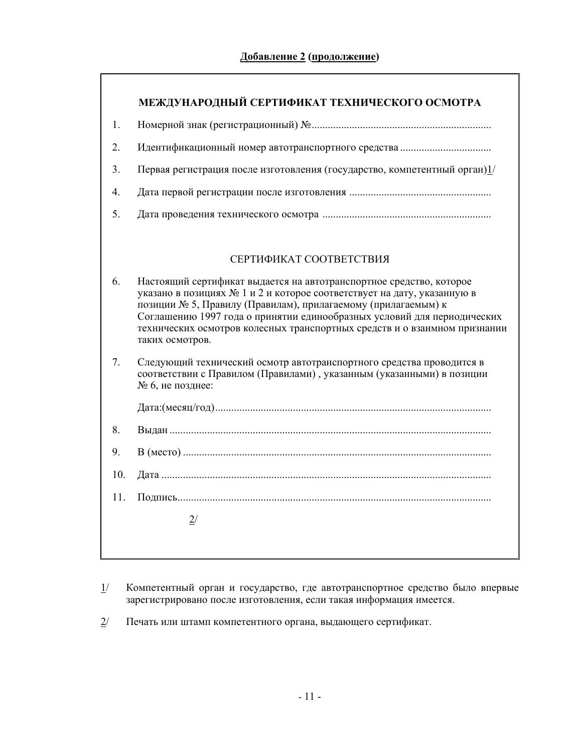**Добавление 2 (продолжение)**

**МЕЖДУНАРОДНЫЙ СЕРТИФИКАТ ТЕХНИЧЕСКОГО ОСМОТРА**

1. Номерной знак (регистрационный) №..................................................................

2. Идентификационный номер автотранспортного средства .................................

3. Первая регистрация после изготовления (государство, компетентный орган)1/

4. Дата первой регистрации после изготовления ....................................................

5. Дата проведения технического осмотра ..............................................................

СЕРТИФИКАТ СООТВЕТСТВИЯ

6. Настоящий сертификат выдается на автотранспортное средство, которое указано в позициях № 1 и 2 и которое соответствует на дату, указанную в позиции № 5, Правилу (Правилам), прилагаемому (прилагаемым) к Соглашению 1997 года о принятии единообразных условий для периодических технических осмотров колесных транспортных средств и о взаимном признании таких осмотров.

7. Следующий технический осмотр автотранспортного средства проводится в соответствии с Правилом (Правилами) , указанным (указанными) в позиции № 6, не позднее:

   Дата:(месяц/год)......................................................................................................

8. Выдан ......................................................................................................................

9. В (место) .................................................................................................................

10. Дата .........................................................................................................................

11. Подпись...................................................................................................................

    2/

1/ Компетентный орган и государство, где автотранспортное средство было впервые зарегистрировано после изготовления, если такая информация имеется.

2/ Печать или штамп компетентного органа, выдающего сертификат.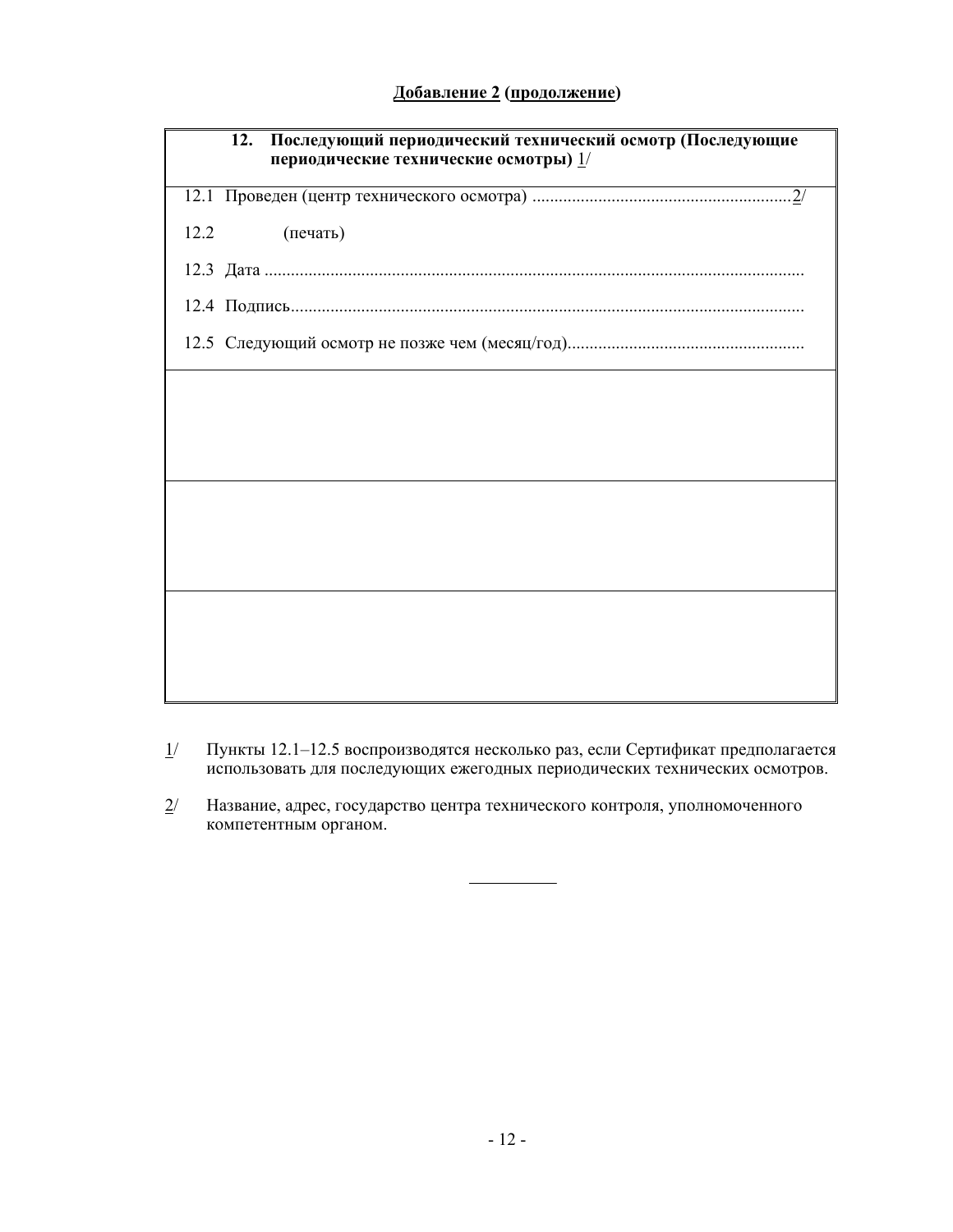**Добавление 2 (продолжение)**

**12. Последующий периодический технический осмотр (Последующие периодические технические осмотры)** 1/

12.1 Проведен (центр технического осмотра) ..........................................................2/

12.2 (печать)

12.3 Дата ..........................................................................................................................

12.4 Подпись.....................................................................................................................

12.5 Следующий осмотр не позже чем (месяц/год).....................................................

1/ Пункты 12.1–12.5 воспроизводятся несколько раз, если Сертификат предполагается использовать для последующих ежегодных периодических технических осмотров.

2/ Название, адрес, государство центра технического контроля, уполномоченного компетентным органом.

__________